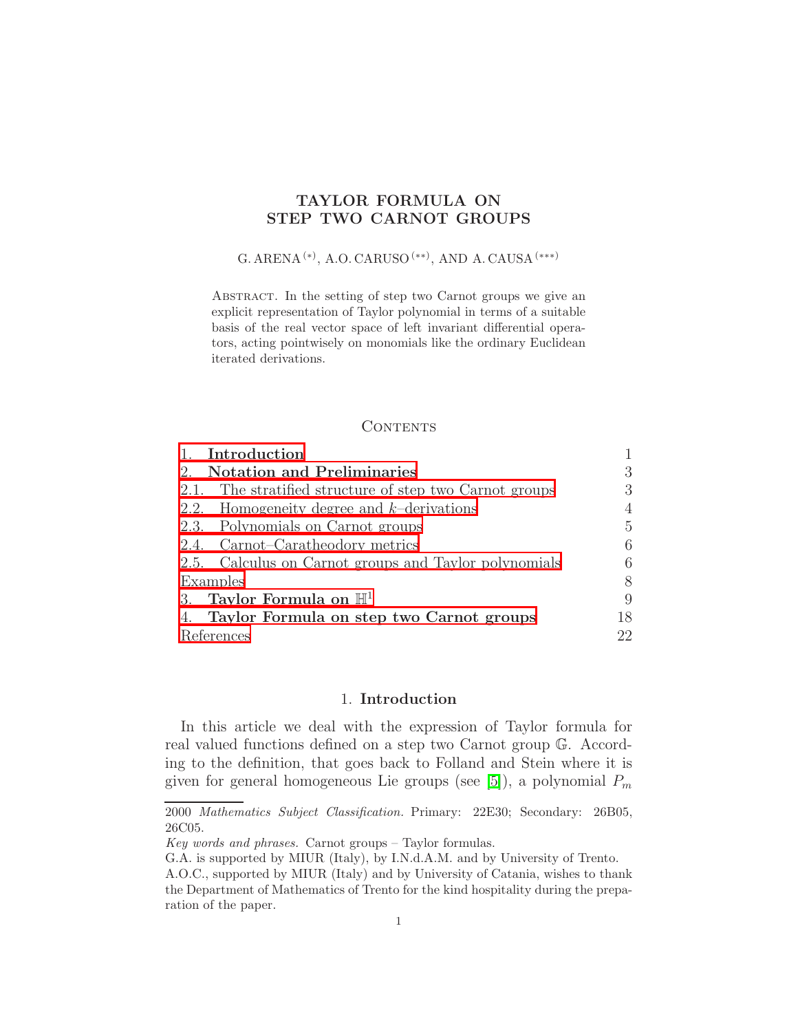# TAYLOR FORMULA ON STEP TWO CARNOT GROUPS

G. ARENA [(*)], A.O. CARUSO [(**)], AND A. CAUSA [(***)]

Abstract. In the setting of step two Carnot groups we give an explicit representation of Taylor polynomial in terms of a suitable basis of the real vector space of left invariant differential operators, acting pointwisely on monomials like the ordinary Euclidean iterated derivations.

## Contents

| | |
|---|---|
| 1. **Introduction** | 1 |
| 2. **Notation and Preliminaries** | 3 |
| 2.1. The stratified structure of step two Carnot groups | 3 |
| 2.2. Homogeneity degree and $k$–derivations | 4 |
| 2.3. Polynomials on Carnot groups | 5 |
| 2.4. Carnot–Caratheodory metrics | 6 |
| 2.5. Calculus on Carnot groups and Taylor polynomials | 6 |
| Examples | 8 |
| 3. **Taylor Formula on $\mathbb{H}^1$** | 9 |
| 4. **Taylor Formula on step two Carnot groups** | 18 |
| References | 22 |

## 1. Introduction

In this article we deal with the expression of Taylor formula for real valued functions defined on a step two Carnot group $\mathbb{G}$. According to the definition, that goes back to Folland and Stein where it is given for general homogeneous Lie groups (see [5]), a polynomial $P_m$

---

2000 *Mathematics Subject Classification.* Primary: 22E30; Secondary: 26B05, 26C05.

*Key words and phrases.* Carnot groups – Taylor formulas.

G.A. is supported by MIUR (Italy), by I.N.d.A.M. and by University of Trento.

A.O.C., supported by MIUR (Italy) and by University of Catania, wishes to thank the Department of Mathematics of Trento for the kind hospitality during the preparation of the paper.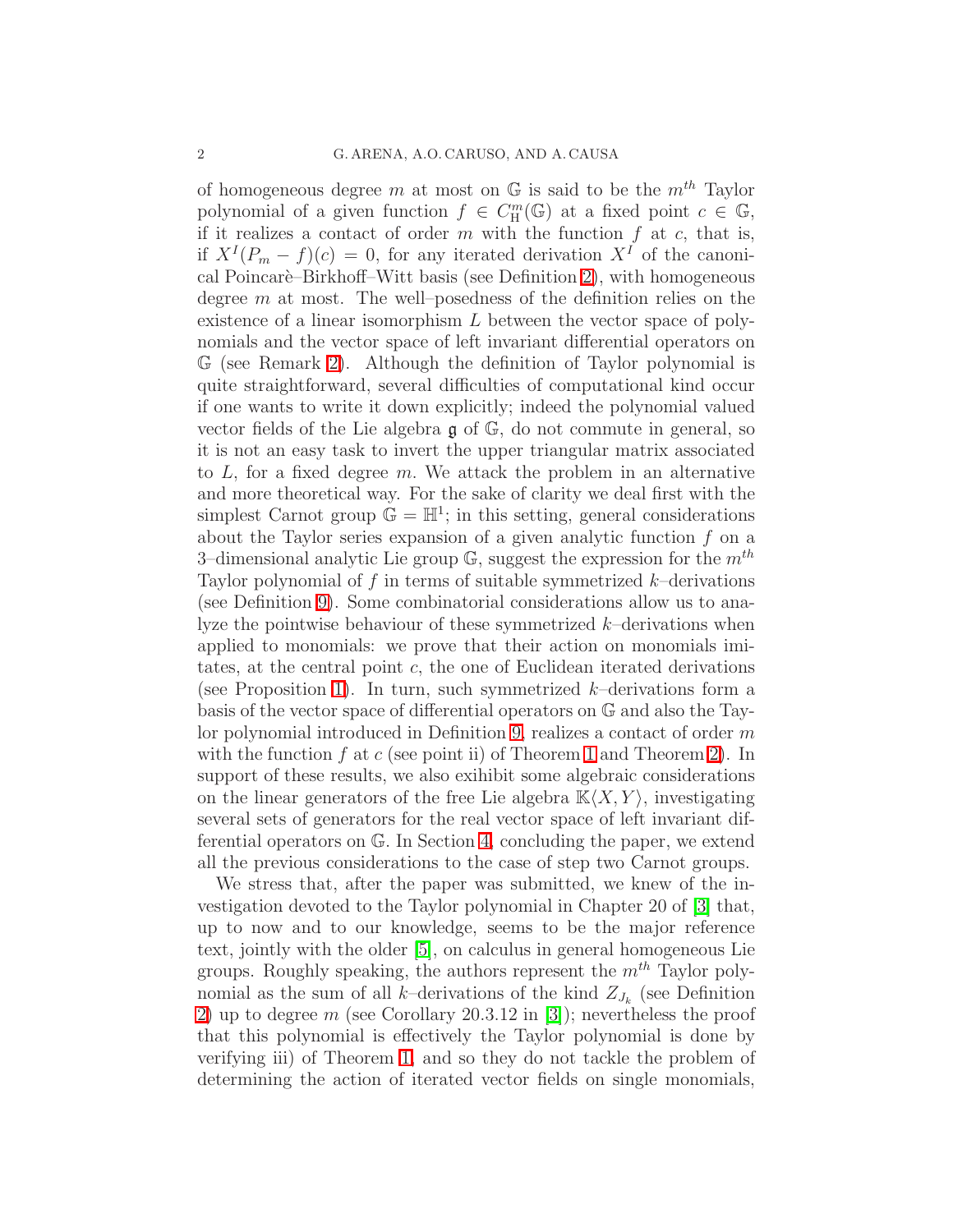of homogeneous degree $m$ at most on $\mathbb{G}$ is said to be the $m^{th}$ Taylor polynomial of a given function $f \in C^m_{\mathbb{H}}(\mathbb{G})$ at a fixed point $c \in \mathbb{G}$, if it realizes a contact of order $m$ with the function $f$ at $c$, that is, if $X^I(P_m - f)(c) = 0$, for any iterated derivation $X^I$ of the canonical Poincarè–Birkhoff–Witt basis (see Definition 2), with homogeneous degree $m$ at most. The well–posedness of the definition relies on the existence of a linear isomorphism $L$ between the vector space of polynomials and the vector space of left invariant differential operators on $\mathbb{G}$ (see Remark 2). Although the definition of Taylor polynomial is quite straightforward, several difficulties of computational kind occur if one wants to write it down explicitly; indeed the polynomial valued vector fields of the Lie algebra $\mathfrak{g}$ of $\mathbb{G}$, do not commute in general, so it is not an easy task to invert the upper triangular matrix associated to $L$, for a fixed degree $m$. We attack the problem in an alternative and more theoretical way. For the sake of clarity we deal first with the simplest Carnot group $\mathbb{G} = \mathbb{H}^1$; in this setting, general considerations about the Taylor series expansion of a given analytic function $f$ on a 3–dimensional analytic Lie group $\mathbb{G}$, suggest the expression for the $m^{th}$ Taylor polynomial of $f$ in terms of suitable symmetrized $k$–derivations (see Definition 9). Some combinatorial considerations allow us to analyze the pointwise behaviour of these symmetrized $k$–derivations when applied to monomials: we prove that their action on monomials imitates, at the central point $c$, the one of Euclidean iterated derivations (see Proposition 1). In turn, such symmetrized $k$–derivations form a basis of the vector space of differential operators on $\mathbb{G}$ and also the Taylor polynomial introduced in Definition 9, realizes a contact of order $m$ with the function $f$ at $c$ (see point ii) of Theorem 1 and Theorem 2). In support of these results, we also exihibit some algebraic considerations on the linear generators of the free Lie algebra $\mathbb{K}\langle X, Y\rangle$, investigating several sets of generators for the real vector space of left invariant differential operators on $\mathbb{G}$. In Section 4, concluding the paper, we extend all the previous considerations to the case of step two Carnot groups.

We stress that, after the paper was submitted, we knew of the investigation devoted to the Taylor polynomial in Chapter 20 of [3] that, up to now and to our knowledge, seems to be the major reference text, jointly with the older [5], on calculus in general homogeneous Lie groups. Roughly speaking, the authors represent the $m^{th}$ Taylor polynomial as the sum of all $k$–derivations of the kind $Z_{J_k}$ (see Definition 2) up to degree $m$ (see Corollary 20.3.12 in [3]); nevertheless the proof that this polynomial is effectively the Taylor polynomial is done by verifying iii) of Theorem 1, and so they do not tackle the problem of determining the action of iterated vector fields on single monomials,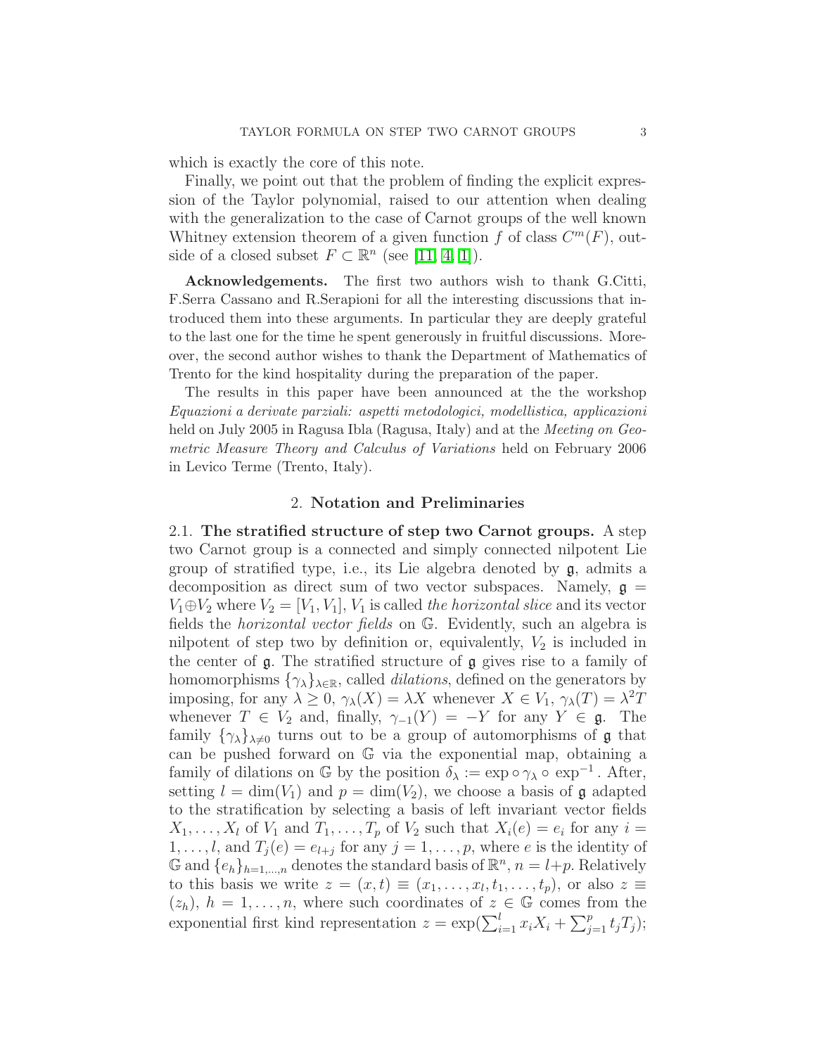which is exactly the core of this note.

Finally, we point out that the problem of finding the explicit expression of the Taylor polynomial, raised to our attention when dealing with the generalization to the case of Carnot groups of the well known Whitney extension theorem of a given function $f$ of class $C^m(F)$, outside of a closed subset $F \subset \mathbb{R}^n$ (see [11, 4, 1]).

**Acknowledgements.** The first two authors wish to thank G.Citti, F.Serra Cassano and R.Serapioni for all the interesting discussions that introduced them into these arguments. In particular they are deeply grateful to the last one for the time he spent generously in fruitful discussions. Moreover, the second author wishes to thank the Department of Mathematics of Trento for the kind hospitality during the preparation of the paper.

The results in this paper have been announced at the the workshop *Equazioni a derivate parziali: aspetti metodologici, modellistica, applicazioni* held on July 2005 in Ragusa Ibla (Ragusa, Italy) and at the *Meeting on Geometric Measure Theory and Calculus of Variations* held on February 2006 in Levico Terme (Trento, Italy).

## 2. Notation and Preliminaries

2.1. **The stratified structure of step two Carnot groups.** A step two Carnot group is a connected and simply connected nilpotent Lie group of stratified type, i.e., its Lie algebra denoted by $\mathfrak{g}$, admits a decomposition as direct sum of two vector subspaces. Namely, $\mathfrak{g} = V_1 \oplus V_2$ where $V_2 = [V_1, V_1]$, $V_1$ is called *the horizontal slice* and its vector fields the *horizontal vector fields* on $\mathbb{G}$. Evidently, such an algebra is nilpotent of step two by definition or, equivalently, $V_2$ is included in the center of $\mathfrak{g}$. The stratified structure of $\mathfrak{g}$ gives rise to a family of homomorphisms $\{\gamma_\lambda\}_{\lambda \in \mathbb{R}}$, called *dilations*, defined on the generators by imposing, for any $\lambda \geq 0$, $\gamma_\lambda(X) = \lambda X$ whenever $X \in V_1$, $\gamma_\lambda(T) = \lambda^2 T$ whenever $T \in V_2$ and, finally, $\gamma_{-1}(Y) = -Y$ for any $Y \in \mathfrak{g}$. The family $\{\gamma_\lambda\}_{\lambda \neq 0}$ turns out to be a group of automorphisms of $\mathfrak{g}$ that can be pushed forward on $\mathbb{G}$ via the exponential map, obtaining a family of dilations on $\mathbb{G}$ by the position $\delta_\lambda := \exp \circ \gamma_\lambda \circ \exp^{-1}$. After, setting $l = \dim(V_1)$ and $p = \dim(V_2)$, we choose a basis of $\mathfrak{g}$ adapted to the stratification by selecting a basis of left invariant vector fields $X_1, \ldots, X_l$ of $V_1$ and $T_1, \ldots, T_p$ of $V_2$ such that $X_i(e) = e_i$ for any $i = 1, \ldots, l$, and $T_j(e) = e_{l+j}$ for any $j = 1, \ldots, p$, where $e$ is the identity of $\mathbb{G}$ and $\{e_h\}_{h=1,\ldots,n}$ denotes the standard basis of $\mathbb{R}^n$, $n = l+p$. Relatively to this basis we write $z = (x, t) \equiv (x_1, \ldots, x_l, t_1, \ldots, t_p)$, or also $z \equiv (z_h)$, $h = 1, \ldots, n$, where such coordinates of $z \in \mathbb{G}$ comes from the exponential first kind representation $z = \exp(\sum_{i=1}^{l} x_i X_i + \sum_{j=1}^{p} t_j T_j)$;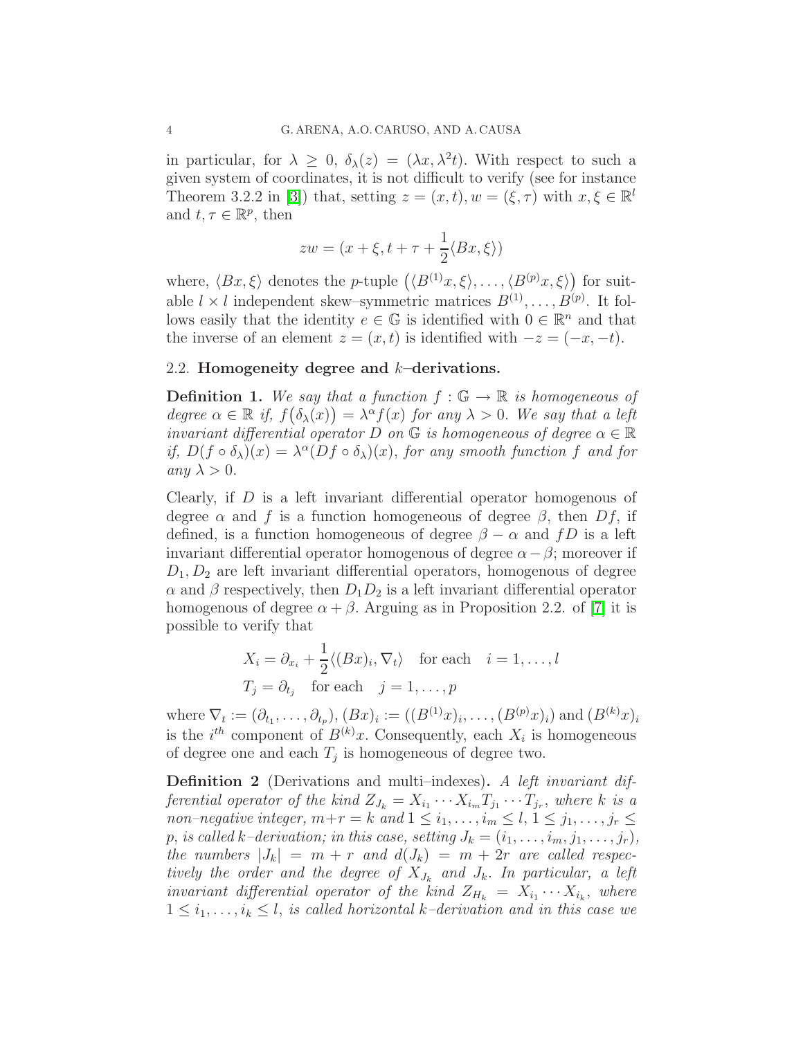in particular, for $\lambda \geq 0$, $\delta_\lambda(z) = (\lambda x, \lambda^2 t)$. With respect to such a given system of coordinates, it is not difficult to verify (see for instance Theorem 3.2.2 in [3]) that, setting $z = (x,t), w = (\xi, \tau)$ with $x, \xi \in \mathbb{R}^l$ and $t, \tau \in \mathbb{R}^p$, then

$$zw = (x + \xi, t + \tau + \frac{1}{2}\langle Bx, \xi \rangle)$$

where, $\langle Bx, \xi\rangle$ denotes the $p$-tuple $\big(\langle B^{(1)}x, \xi\rangle, \ldots, \langle B^{(p)}x, \xi\rangle\big)$ for suitable $l \times l$ independent skew–symmetric matrices $B^{(1)}, \ldots, B^{(p)}$. It follows easily that the identity $e \in \mathbb{G}$ is identified with $0 \in \mathbb{R}^n$ and that the inverse of an element $z = (x,t)$ is identified with $-z = (-x, -t)$.

### 2.2. Homogeneity degree and $k$–derivations.

**Definition 1.** *We say that a function $f : \mathbb{G} \to \mathbb{R}$ is homogeneous of degree $\alpha \in \mathbb{R}$ if, $f\big(\delta_\lambda(x)\big) = \lambda^\alpha f(x)$ for any $\lambda > 0$. We say that a left invariant differential operator $D$ on $\mathbb{G}$ is homogeneous of degree $\alpha \in \mathbb{R}$ if, $D(f \circ \delta_\lambda)(x) = \lambda^\alpha (Df \circ \delta_\lambda)(x)$, for any smooth function $f$ and for any $\lambda > 0$.*

Clearly, if $D$ is a left invariant differential operator homogenous of degree $\alpha$ and $f$ is a function homogeneous of degree $\beta$, then $Df$, if defined, is a function homogeneous of degree $\beta - \alpha$ and $fD$ is a left invariant differential operator homogenous of degree $\alpha - \beta$; moreover if $D_1, D_2$ are left invariant differential operators, homogenous of degree $\alpha$ and $\beta$ respectively, then $D_1 D_2$ is a left invariant differential operator homogenous of degree $\alpha + \beta$. Arguing as in Proposition 2.2. of [7] it is possible to verify that

$$X_i = \partial_{x_i} + \frac{1}{2}\langle (Bx)_i, \nabla_t\rangle \quad \text{for each} \quad i = 1, \ldots, l$$
$$T_j = \partial_{t_j} \quad \text{for each} \quad j = 1, \ldots, p$$

where $\nabla_t := (\partial_{t_1}, \ldots, \partial_{t_p})$, $(Bx)_i := ((B^{(1)}x)_i, \ldots, (B^{(p)}x)_i)$ and $(B^{(k)}x)_i$ is the $i^{th}$ component of $B^{(k)}x$. Consequently, each $X_i$ is homogeneous of degree one and each $T_j$ is homogeneous of degree two.

**Definition 2** (Derivations and multi–indexes)**.** *A left invariant differential operator of the kind $Z_{J_k} = X_{i_1} \cdots X_{i_m} T_{j_1} \cdots T_{j_r}$, where $k$ is a non–negative integer, $m + r = k$ and $1 \leq i_1, \ldots, i_m \leq l$, $1 \leq j_1, \ldots, j_r \leq p$, is called $k$–derivation; in this case, setting $J_k = (i_1, \ldots, i_m, j_1, \ldots, j_r)$, the numbers $|J_k| = m + r$ and $d(J_k) = m + 2r$ are called respectively the order and the degree of $X_{J_k}$ and $J_k$. In particular, a left invariant differential operator of the kind $Z_{H_k} = X_{i_1} \cdots X_{i_k}$, where $1 \leq i_1, \ldots, i_k \leq l$, is called horizontal $k$–derivation and in this case we*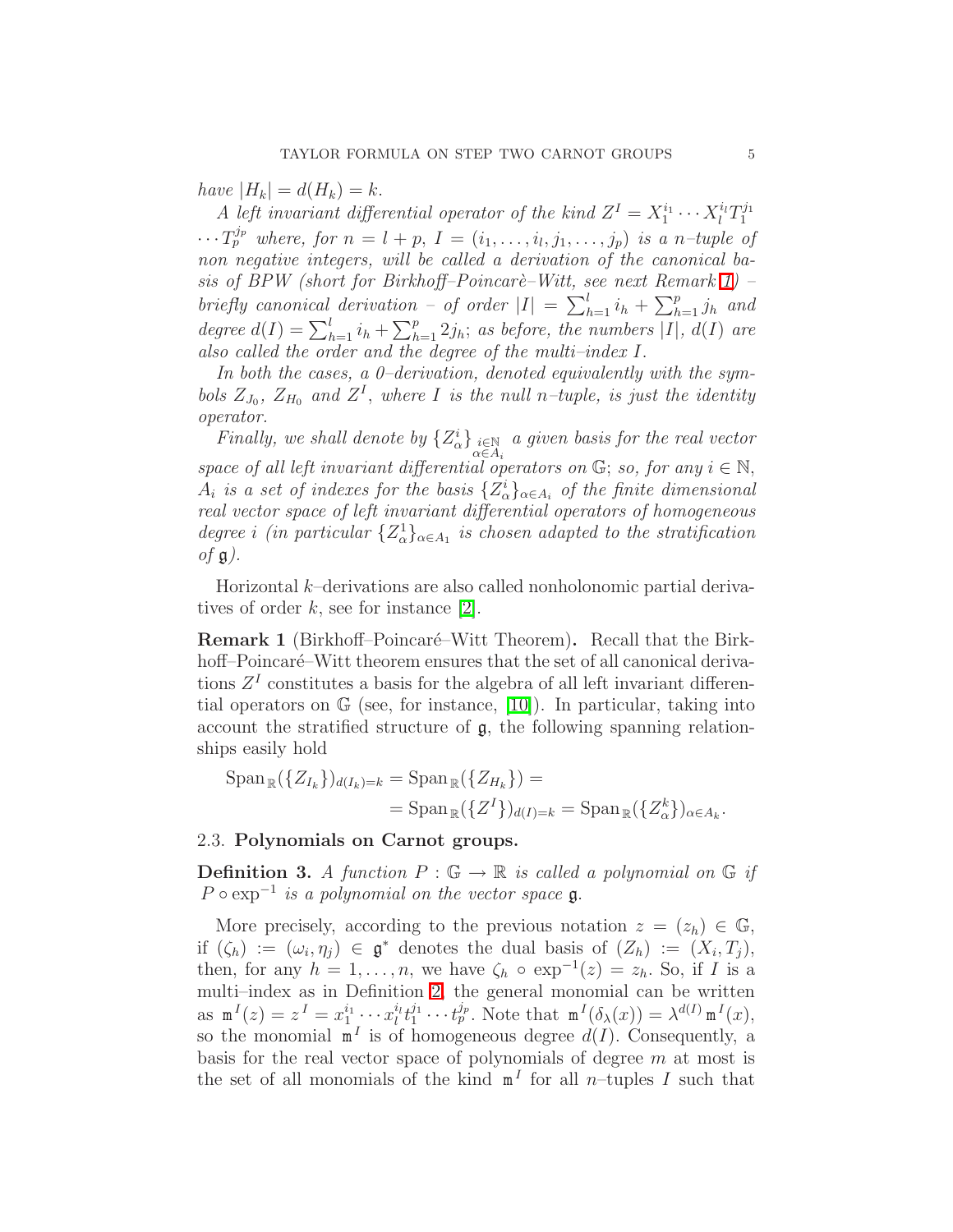*have* $|H_k| = d(H_k) = k$.

*A left invariant differential operator of the kind* $Z^I = X_1^{i_1} \cdots X_l^{i_l} T_1^{j_1} \cdots T_p^{j_p}$ *where, for* $n = l + p$, $I = (i_1, \ldots, i_l, j_1, \ldots, j_p)$ *is a* $n$*–tuple of non negative integers, will be called a derivation of the canonical basis of BPW (short for Birkhoff–Poincarè–Witt, see next Remark 1) – briefly canonical derivation – of order* $|I| = \sum_{h=1}^{l} i_h + \sum_{h=1}^{p} j_h$ *and degree* $d(I) = \sum_{h=1}^{l} i_h + \sum_{h=1}^{p} 2j_h$*; as before, the numbers* $|I|$, $d(I)$ *are also called the order and the degree of the multi–index* $I$.

*In both the cases, a 0–derivation, denoted equivalently with the symbols* $Z_{J_0}$, $Z_{H_0}$ *and* $Z^I$*, where* $I$ *is the null* $n$*–tuple, is just the identity operator.*

*Finally, we shall denote by* $\{Z_\alpha^i\}_{\substack{i\in\mathbb{N}\\ \alpha\in A_i}}$ *a given basis for the real vector space of all left invariant differential operators on* $\mathbb{G}$*; so, for any* $i \in \mathbb{N}$, $A_i$ *is a set of indexes for the basis* $\{Z_\alpha^i\}_{\alpha\in A_i}$ *of the finite dimensional real vector space of left invariant differential operators of homogeneous degree* $i$ *(in particular* $\{Z_\alpha^1\}_{\alpha\in A_1}$ *is chosen adapted to the stratification of* $\mathfrak{g}$*).*

Horizontal $k$–derivations are also called nonholonomic partial derivatives of order $k$, see for instance [2].

**Remark 1** (Birkhoff–Poincaré–Witt Theorem)**.** Recall that the Birkhoff–Poincaré–Witt theorem ensures that the set of all canonical derivations $Z^I$ constitutes a basis for the algebra of all left invariant differential operators on $\mathbb{G}$ (see, for instance, [10]). In particular, taking into account the stratified structure of $\mathfrak{g}$, the following spanning relationships easily hold

$$
\begin{aligned}
\operatorname{Span}_{\mathbb{R}}(\{Z_{I_k}\})_{d(I_k)=k} &= \operatorname{Span}_{\mathbb{R}}(\{Z_{H_k}\}) = \\
&= \operatorname{Span}_{\mathbb{R}}(\{Z^I\})_{d(I)=k} = \operatorname{Span}_{\mathbb{R}}(\{Z_\alpha^k\})_{\alpha\in A_k}.
\end{aligned}
$$

### 2.3. Polynomials on Carnot groups.

**Definition 3.** *A function* $P : \mathbb{G} \to \mathbb{R}$ *is called a polynomial on* $\mathbb{G}$ *if* $P \circ \exp^{-1}$ *is a polynomial on the vector space* $\mathfrak{g}$.

More precisely, according to the previous notation $z = (z_h) \in \mathbb{G}$, if $(\zeta_h) := (\omega_i, \eta_j) \in \mathfrak{g}^*$ denotes the dual basis of $(Z_h) := (X_i, T_j)$, then, for any $h = 1, \ldots, n$, we have $\zeta_h \circ \exp^{-1}(z) = z_h$. So, if $I$ is a multi–index as in Definition 2, the general monomial can be written as $\mathtt{m}^I(z) = z^I = x_1^{i_1} \cdots x_l^{i_l} t_1^{j_1} \cdots t_p^{j_p}$. Note that $\mathtt{m}^I(\delta_\lambda(x)) = \lambda^{d(I)}\mathtt{m}^I(x)$, so the monomial $\mathtt{m}^I$ is of homogeneous degree $d(I)$. Consequently, a basis for the real vector space of polynomials of degree $m$ at most is the set of all monomials of the kind $\mathtt{m}^I$ for all $n$–tuples $I$ such that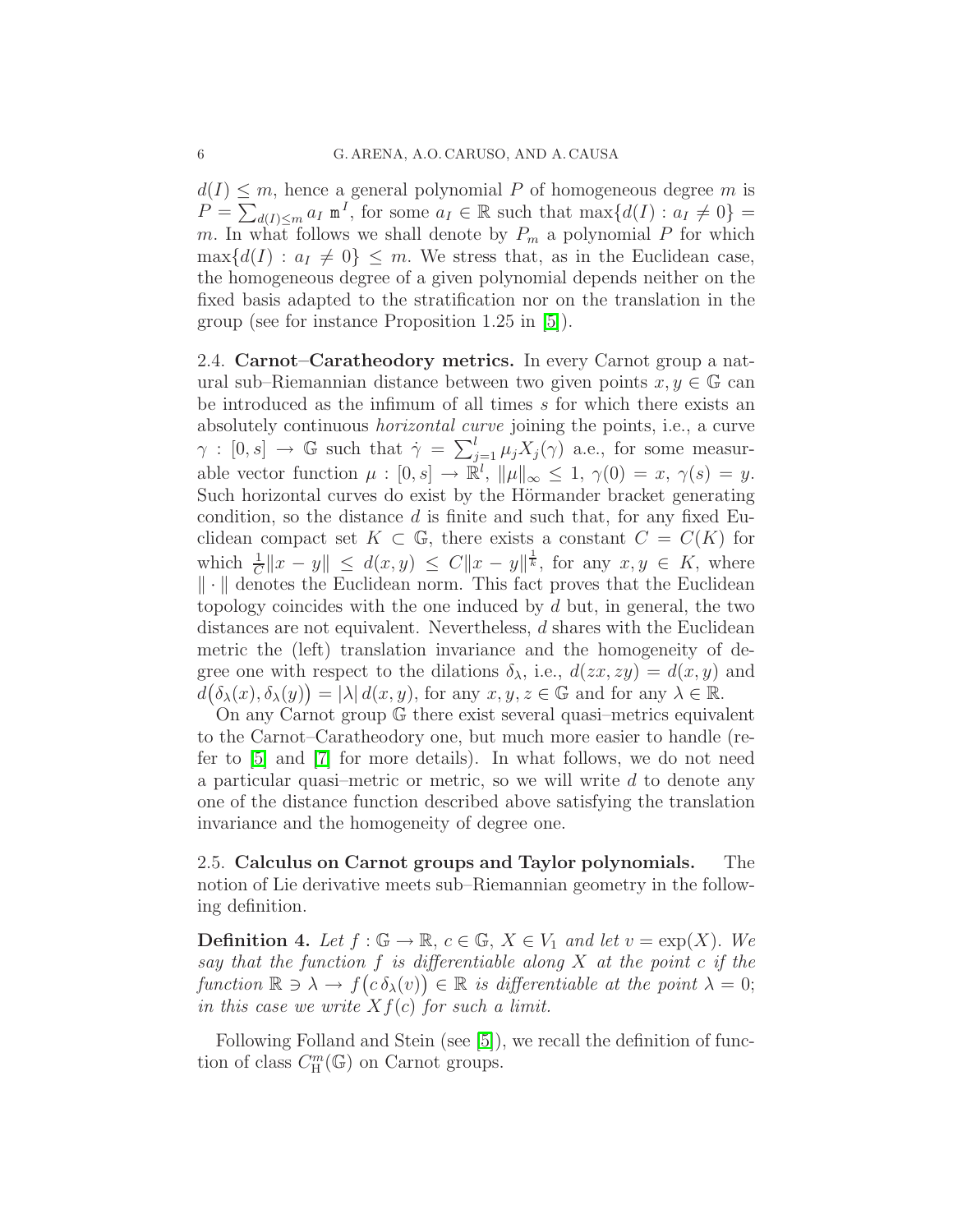$d(I) \leq m$, hence a general polynomial $P$ of homogeneous degree $m$ is $P = \sum_{d(I)\leq m} a_I \, \mathtt{m}^I$, for some $a_I \in \mathbb{R}$ such that $\max\{d(I) : a_I \neq 0\} = m$. In what follows we shall denote by $P_m$ a polynomial $P$ for which $\max\{d(I) : a_I \neq 0\} \leq m$. We stress that, as in the Euclidean case, the homogeneous degree of a given polynomial depends neither on the fixed basis adapted to the stratification nor on the translation in the group (see for instance Proposition 1.25 in [5]).

2.4. **Carnot–Caratheodory metrics.** In every Carnot group a natural sub–Riemannian distance between two given points $x, y \in \mathbb{G}$ can be introduced as the infimum of all times $s$ for which there exists an absolutely continuous *horizontal curve* joining the points, i.e., a curve $\gamma : [0, s] \to \mathbb{G}$ such that $\dot{\gamma} = \sum_{j=1}^{l} \mu_j X_j(\gamma)$ a.e., for some measurable vector function $\mu : [0, s] \to \mathbb{R}^l$, $\|\mu\|_\infty \leq 1$, $\gamma(0) = x$, $\gamma(s) = y$. Such horizontal curves do exist by the Hörmander bracket generating condition, so the distance $d$ is finite and such that, for any fixed Euclidean compact set $K \subset \mathbb{G}$, there exists a constant $C = C(K)$ for which $\frac{1}{C}\|x - y\| \leq d(x, y) \leq C\|x - y\|^{\frac{1}{k}}$, for any $x, y \in K$, where $\| \cdot \|$ denotes the Euclidean norm. This fact proves that the Euclidean topology coincides with the one induced by $d$ but, in general, the two distances are not equivalent. Nevertheless, $d$ shares with the Euclidean metric the (left) translation invariance and the homogeneity of degree one with respect to the dilations $\delta_\lambda$, i.e., $d(zx, zy) = d(x, y)$ and $d\big(\delta_\lambda(x), \delta_\lambda(y)\big) = |\lambda| \, d(x, y)$, for any $x, y, z \in \mathbb{G}$ and for any $\lambda \in \mathbb{R}$.

On any Carnot group $\mathbb{G}$ there exist several quasi–metrics equivalent to the Carnot–Caratheodory one, but much more easier to handle (refer to [5] and [7] for more details). In what follows, we do not need a particular quasi–metric or metric, so we will write $d$ to denote any one of the distance function described above satisfying the translation invariance and the homogeneity of degree one.

2.5. **Calculus on Carnot groups and Taylor polynomials.** The notion of Lie derivative meets sub–Riemannian geometry in the following definition.

**Definition 4.** *Let $f : \mathbb{G} \to \mathbb{R}$, $c \in \mathbb{G}$, $X \in V_1$ and let $v = \exp(X)$. We say that the function $f$ is differentiable along $X$ at the point $c$ if the function $\mathbb{R} \ni \lambda \to f\big(c\,\delta_\lambda(v)\big) \in \mathbb{R}$ is differentiable at the point $\lambda = 0$; in this case we write $Xf(c)$ for such a limit.*

Following Folland and Stein (see [5]), we recall the definition of function of class $C^m_{\mathbb{H}}(\mathbb{G})$ on Carnot groups.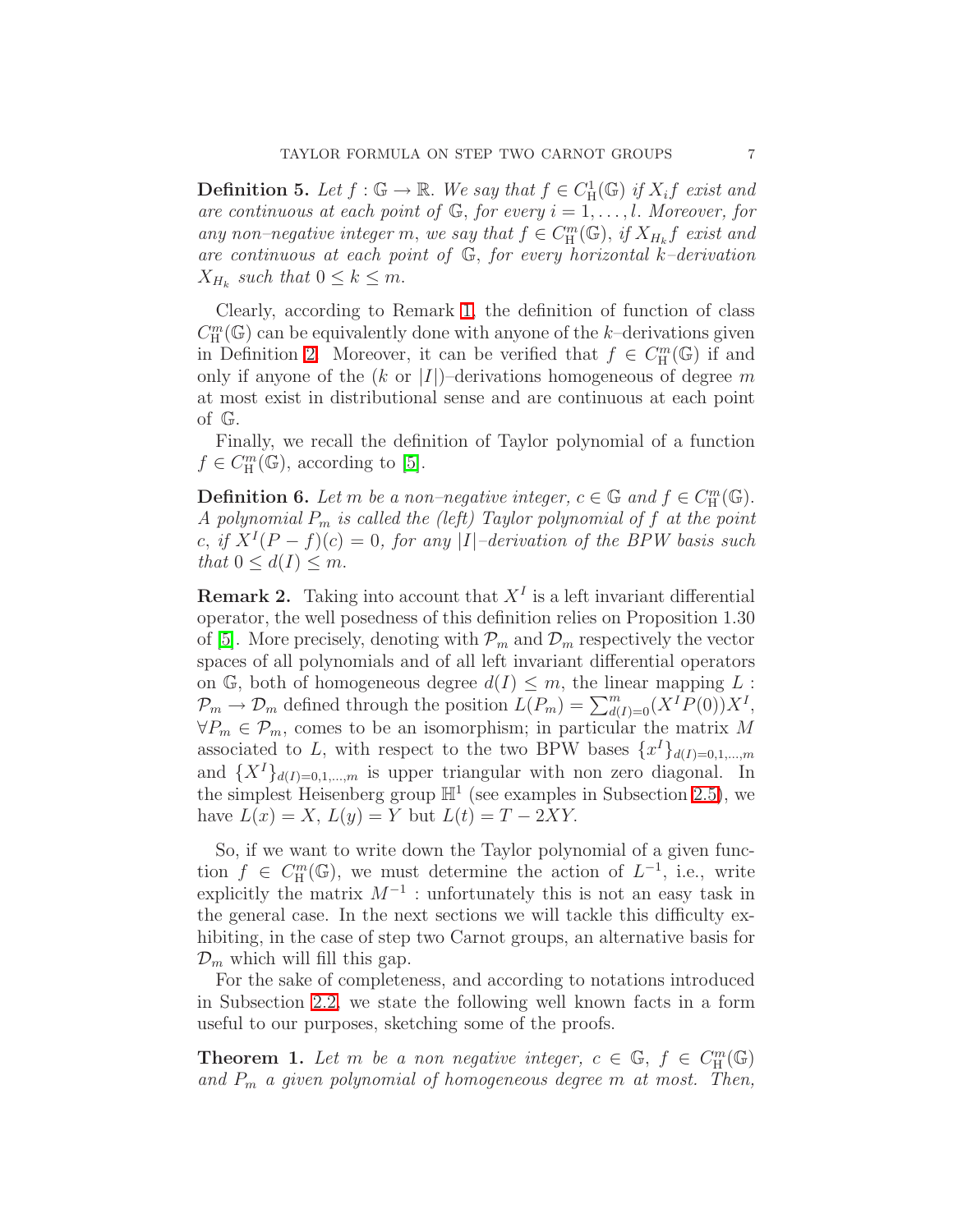**Definition 5.** *Let $f : \mathbb{G} \to \mathbb{R}$. We say that $f \in C^1_{\mathrm{H}}(\mathbb{G})$ if $X_i f$ exist and are continuous at each point of $\mathbb{G}$, for every $i = 1, \ldots, l$. Moreover, for any non–negative integer $m$, we say that $f \in C^m_{\mathrm{H}}(\mathbb{G})$, if $X_{H_k} f$ exist and are continuous at each point of $\mathbb{G}$, for every horizontal $k$–derivation $X_{H_k}$ such that $0 \le k \le m$.*

Clearly, according to Remark 1, the definition of function of class $C^m_{\mathrm{H}}(\mathbb{G})$ can be equivalently done with anyone of the $k$–derivations given in Definition 2. Moreover, it can be verified that $f \in C^m_{\mathrm{H}}(\mathbb{G})$ if and only if anyone of the ($k$ or $|I|$)–derivations homogeneous of degree $m$ at most exist in distributional sense and are continuous at each point of $\mathbb{G}$.

Finally, we recall the definition of Taylor polynomial of a function $f \in C^m_{\mathrm{H}}(\mathbb{G})$, according to [5].

**Definition 6.** *Let $m$ be a non–negative integer, $c \in \mathbb{G}$ and $f \in C^m_{\mathrm{H}}(\mathbb{G})$. A polynomial $P_m$ is called the (left) Taylor polynomial of $f$ at the point $c$, if $X^I(P - f)(c) = 0$, for any $|I|$–derivation of the BPW basis such that $0 \le d(I) \le m$.*

**Remark 2.** Taking into account that $X^I$ is a left invariant differential operator, the well posedness of this definition relies on Proposition 1.30 of [5]. More precisely, denoting with $\mathcal{P}_m$ and $\mathcal{D}_m$ respectively the vector spaces of all polynomials and of all left invariant differential operators on $\mathbb{G}$, both of homogeneous degree $d(I) \le m$, the linear mapping $L : \mathcal{P}_m \to \mathcal{D}_m$ defined through the position $L(P_m) = \sum_{d(I)=0}^{m} (X^I P(0)) X^I$, $\forall P_m \in \mathcal{P}_m$, comes to be an isomorphism; in particular the matrix $M$ associated to $L$, with respect to the two BPW bases $\{x^I\}_{d(I)=0,1,\ldots,m}$ and $\{X^I\}_{d(I)=0,1,\ldots,m}$ is upper triangular with non zero diagonal. In the simplest Heisenberg group $\mathbb{H}^1$ (see examples in Subsection 2.5), we have $L(x) = X$, $L(y) = Y$ but $L(t) = T - 2XY$.

So, if we want to write down the Taylor polynomial of a given function $f \in C^m_{\mathrm{H}}(\mathbb{G})$, we must determine the action of $L^{-1}$, i.e., write explicitly the matrix $M^{-1}$ : unfortunately this is not an easy task in the general case. In the next sections we will tackle this difficulty exhibiting, in the case of step two Carnot groups, an alternative basis for $\mathcal{D}_m$ which will fill this gap.

For the sake of completeness, and according to notations introduced in Subsection 2.2, we state the following well known facts in a form useful to our purposes, sketching some of the proofs.

**Theorem 1.** *Let $m$ be a non negative integer, $c \in \mathbb{G}$, $f \in C^m_{\mathrm{H}}(\mathbb{G})$ and $P_m$ a given polynomial of homogeneous degree $m$ at most. Then,*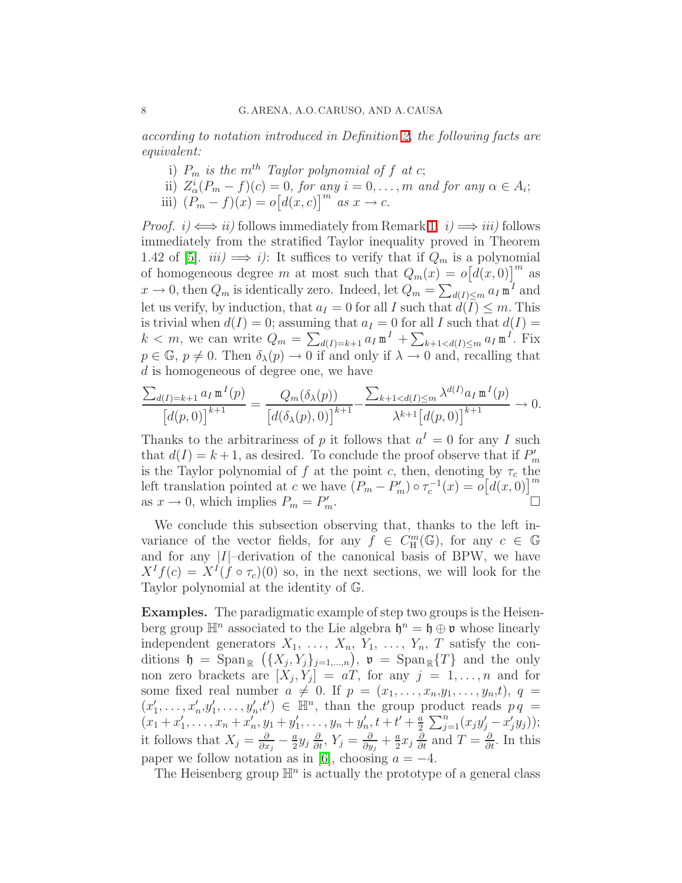*according to notation introduced in Definition 2, the following facts are equivalent:*

i) $P_m$ *is the* $m^{th}$ *Taylor polynomial of* $f$ *at* $c$*;*

ii) $Z^i_\alpha(P_m - f)(c) = 0$*, for any* $i = 0, \ldots, m$ *and for any* $\alpha \in A_i$*;*

iii) $(P_m - f)(x) = o\big[d(x,c)\big]^m$ *as* $x \to c$*.*

*Proof.* *i)* $\Longleftrightarrow$ *ii)* follows immediately from Remark 1. *i)* $\Longrightarrow$ *iii)* follows immediately from the stratified Taylor inequality proved in Theorem 1.42 of [5]. *iii)* $\Longrightarrow$ *i)*: It suffices to verify that if $Q_m$ is a polynomial of homogeneous degree $m$ at most such that $Q_m(x) = o\big[d(x,0)\big]^m$ as $x \to 0$, then $Q_m$ is identically zero. Indeed, let $Q_m = \sum_{d(I)\leq m} a_I\, \mathtt{m}^I$ and let us verify, by induction, that $a_I = 0$ for all $I$ such that $d(I) \leq m$. This is trivial when $d(I) = 0$; assuming that $a_I = 0$ for all $I$ such that $d(I) = k < m$, we can write $Q_m = \sum_{d(I)=k+1} a_I\, \mathtt{m}^I + \sum_{k+1<d(I)\leq m} a_I\, \mathtt{m}^I$. Fix $p \in \mathbb{G}$, $p \neq 0$. Then $\delta_\lambda(p) \to 0$ if and only if $\lambda \to 0$ and, recalling that $d$ is homogeneous of degree one, we have

$$\frac{\sum_{d(I)=k+1} a_I\, \mathtt{m}^I(p)}{\big[d(p,0)\big]^{k+1}} = \frac{Q_m(\delta_\lambda(p))}{\big[d(\delta_\lambda(p),0)\big]^{k+1}} - \frac{\sum_{k+1<d(I)\leq m} \lambda^{d(I)} a_I\, \mathtt{m}^I(p)}{\lambda^{k+1}\big[d(p,0)\big]^{k+1}} \to 0.$$

Thanks to the arbitrariness of $p$ it follows that $a^I = 0$ for any $I$ such that $d(I) = k+1$, as desired. To conclude the proof observe that if $P'_m$ is the Taylor polynomial of $f$ at the point $c$, then, denoting by $\tau_c$ the left translation pointed at $c$ we have $(P_m - P'_m)\circ\tau_c^{-1}(x) = o\big[d(x,0)\big]^m$ as $x \to 0$, which implies $P_m = P'_m$. □

We conclude this subsection observing that, thanks to the left invariance of the vector fields, for any $f \in C^m_{\mathbb{H}}(\mathbb{G})$, for any $c \in \mathbb{G}$ and for any $|I|$–derivation of the canonical basis of BPW, we have $X^I f(c) = X^I(f \circ \tau_c)(0)$ so, in the next sections, we will look for the Taylor polynomial at the identity of $\mathbb{G}$.

**Examples.** The paradigmatic example of step two groups is the Heisenberg group $\mathbb{H}^n$ associated to the Lie algebra $\mathfrak{h}^n = \mathfrak{h} \oplus \mathfrak{v}$ whose linearly independent generators $X_1, \ldots, X_n, Y_1, \ldots, Y_n, T$ satisfy the conditions $\mathfrak{h} = \mathrm{Span}_{\mathbb{R}}\big(\{X_j, Y_j\}_{j=1,\ldots,n}\big)$, $\mathfrak{v} = \mathrm{Span}_{\mathbb{R}}\{T\}$ and the only non zero brackets are $[X_j, Y_j] = aT$, for any $j = 1, \ldots, n$ and for some fixed real number $a \neq 0$. If $p = (x_1, \ldots, x_n, y_1, \ldots, y_n, t)$, $q = (x'_1, \ldots, x'_n, y'_1, \ldots, y'_n, t') \in \mathbb{H}^n$, than the group product reads $p\,q = (x_1 + x'_1, \ldots, x_n + x'_n, y_1 + y'_1, \ldots, y_n + y'_n, t + t' + \frac{a}{2}\sum_{j=1}^n (x_j y'_j - x'_j y_j))$; it follows that $X_j = \frac{\partial}{\partial x_j} - \frac{a}{2} y_j \frac{\partial}{\partial t}$, $Y_j = \frac{\partial}{\partial y_j} + \frac{a}{2} x_j \frac{\partial}{\partial t}$ and $T = \frac{\partial}{\partial t}$. In this paper we follow notation as in [6], choosing $a = -4$.

The Heisenberg group $\mathbb{H}^n$ is actually the prototype of a general class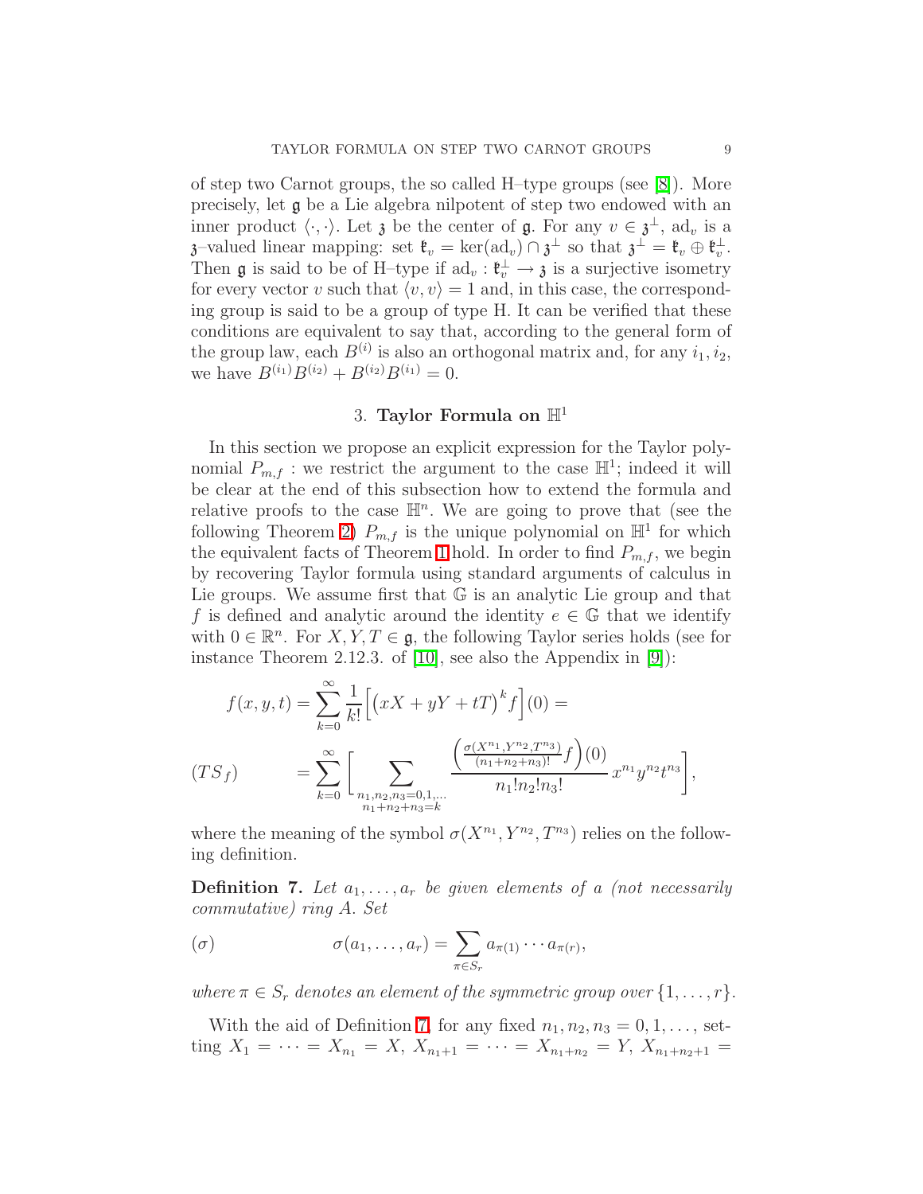of step two Carnot groups, the so called H–type groups (see [8]). More precisely, let $\mathfrak{g}$ be a Lie algebra nilpotent of step two endowed with an inner product $\langle\cdot,\cdot\rangle$. Let $\mathfrak{z}$ be the center of $\mathfrak{g}$. For any $v \in \mathfrak{z}^\perp$, $\mathrm{ad}_v$ is a $\mathfrak{z}$–valued linear mapping: set $\mathfrak{k}_v = \ker(\mathrm{ad}_v) \cap \mathfrak{z}^\perp$ so that $\mathfrak{z}^\perp = \mathfrak{k}_v \oplus \mathfrak{k}_v^\perp$. Then $\mathfrak{g}$ is said to be of H–type if $\mathrm{ad}_v : \mathfrak{k}_v^\perp \to \mathfrak{z}$ is a surjective isometry for every vector $v$ such that $\langle v, v\rangle = 1$ and, in this case, the corresponding group is said to be a group of type H. It can be verified that these conditions are equivalent to say that, according to the general form of the group law, each $B^{(i)}$ is also an orthogonal matrix and, for any $i_1, i_2$, we have $B^{(i_1)}B^{(i_2)} + B^{(i_2)}B^{(i_1)} = 0$.

## 3. Taylor Formula on $\mathbb{H}^1$

In this section we propose an explicit expression for the Taylor polynomial $P_{m,f}$ : we restrict the argument to the case $\mathbb{H}^1$; indeed it will be clear at the end of this subsection how to extend the formula and relative proofs to the case $\mathbb{H}^n$. We are going to prove that (see the following Theorem 2) $P_{m,f}$ is the unique polynomial on $\mathbb{H}^1$ for which the equivalent facts of Theorem 1 hold. In order to find $P_{m,f}$, we begin by recovering Taylor formula using standard arguments of calculus in Lie groups. We assume first that $\mathbb{G}$ is an analytic Lie group and that $f$ is defined and analytic around the identity $e \in \mathbb{G}$ that we identify with $0 \in \mathbb{R}^n$. For $X, Y, T \in \mathfrak{g}$, the following Taylor series holds (see for instance Theorem 2.12.3. of [10], see also the Appendix in [9]):

$$
\begin{aligned}
f(x,y,t) &= \sum_{k=0}^{\infty} \frac{1}{k!}\Big[\big(xX + yY + tT\big)^k f\Big](0) = \\
(TS_f) \qquad &= \sum_{k=0}^{\infty} \Bigg[ \sum_{\substack{n_1,n_2,n_3=0,1,\dots \\ n_1+n_2+n_3=k}} \frac{\Big(\frac{\sigma(X^{n_1},Y^{n_2},T^{n_3})}{(n_1+n_2+n_3)!} f\Big)(0)}{n_1!n_2!n_3!} \, x^{n_1}y^{n_2}t^{n_3}\Bigg],
\end{aligned}
$$

where the meaning of the symbol $\sigma(X^{n_1}, Y^{n_2}, T^{n_3})$ relies on the following definition.

**Definition 7.** *Let $a_1, \dots, a_r$ be given elements of a (not necessarily commutative) ring $A$. Set*

$$
(\sigma) \qquad \sigma(a_1, \dots, a_r) = \sum_{\pi \in S_r} a_{\pi(1)} \cdots a_{\pi(r)},
$$

*where $\pi \in S_r$ denotes an element of the symmetric group over $\{1, \dots, r\}$.*

With the aid of Definition 7, for any fixed $n_1, n_2, n_3 = 0, 1, \dots$, setting $X_1 = \cdots = X_{n_1} = X$, $X_{n_1+1} = \cdots = X_{n_1+n_2} = Y$, $X_{n_1+n_2+1} =$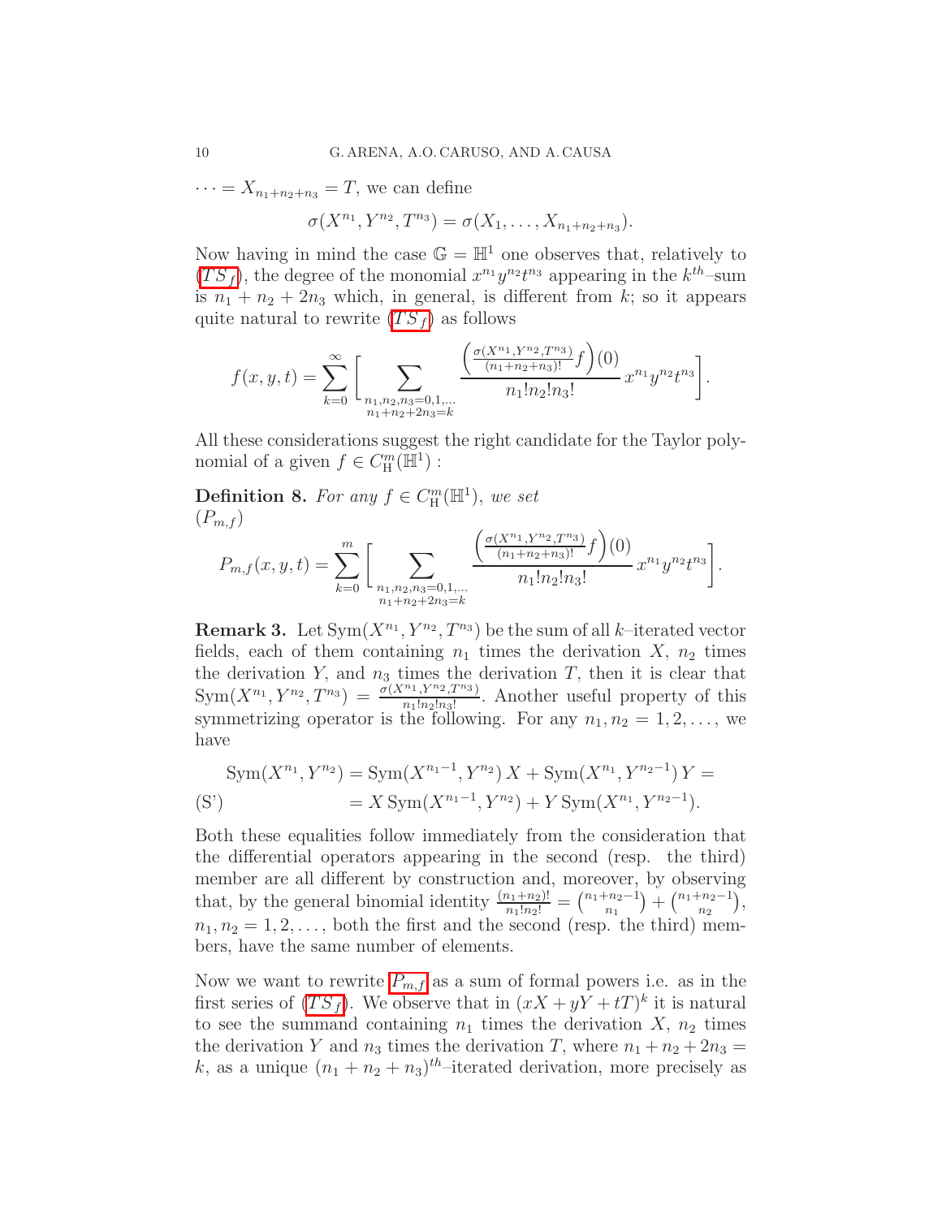$\cdots = X_{n_1+n_2+n_3} = T$, we can define

$$\sigma(X^{n_1}, Y^{n_2}, T^{n_3}) = \sigma(X_1, \ldots, X_{n_1+n_2+n_3}).$$

Now having in mind the case $\mathbb{G} = \mathbb{H}^1$ one observes that, relatively to ($TS_f$), the degree of the monomial $x^{n_1}y^{n_2}t^{n_3}$ appearing in the $k^{th}$–sum is $n_1 + n_2 + 2n_3$ which, in general, is different from $k$; so it appears quite natural to rewrite ($TS_f$) as follows

$$f(x,y,t) = \sum_{k=0}^{\infty} \Bigg[ \sum_{\substack{n_1,n_2,n_3=0,1,\ldots \\ n_1+n_2+2n_3=k}} \frac{\left(\frac{\sigma(X^{n_1},Y^{n_2},T^{n_3})}{(n_1+n_2+n_3)!} f\right)(0)}{n_1! n_2! n_3!} x^{n_1}y^{n_2}t^{n_3} \Bigg].$$

All these considerations suggest the right candidate for the Taylor polynomial of a given $f \in C^m_{\mathrm{H}}(\mathbb{H}^1)$ :

**Definition 8.** *For any $f \in C^m_{\mathrm{H}}(\mathbb{H}^1)$, we set*
($P_{m,f}$)

$$P_{m,f}(x,y,t) = \sum_{k=0}^{m} \Bigg[ \sum_{\substack{n_1,n_2,n_3=0,1,\ldots \\ n_1+n_2+2n_3=k}} \frac{\left(\frac{\sigma(X^{n_1},Y^{n_2},T^{n_3})}{(n_1+n_2+n_3)!} f\right)(0)}{n_1! n_2! n_3!} x^{n_1}y^{n_2}t^{n_3} \Bigg].$$

**Remark 3.** Let $\mathrm{Sym}(X^{n_1}, Y^{n_2}, T^{n_3})$ be the sum of all $k$–iterated vector fields, each of them containing $n_1$ times the derivation $X$, $n_2$ times the derivation $Y$, and $n_3$ times the derivation $T$, then it is clear that $\mathrm{Sym}(X^{n_1}, Y^{n_2}, T^{n_3}) = \frac{\sigma(X^{n_1},Y^{n_2},T^{n_3})}{n_1!n_2!n_3!}$. Another useful property of this symmetrizing operator is the following. For any $n_1, n_2 = 1, 2, \ldots,$ we have

$$\begin{aligned} \mathrm{Sym}(X^{n_1}, Y^{n_2}) &= \mathrm{Sym}(X^{n_1-1}, Y^{n_2})\, X + \mathrm{Sym}(X^{n_1}, Y^{n_2-1})\, Y = \\ &= X\, \mathrm{Sym}(X^{n_1-1}, Y^{n_2}) + Y\, \mathrm{Sym}(X^{n_1}, Y^{n_2-1}). \end{aligned} \tag{S'}$$

Both these equalities follow immediately from the consideration that the differential operators appearing in the second (resp. the third) member are all different by construction and, moreover, by observing that, by the general binomial identity $\frac{(n_1+n_2)!}{n_1!n_2!} = \binom{n_1+n_2-1}{n_1} + \binom{n_1+n_2-1}{n_2}$, $n_1, n_2 = 1, 2, \ldots,$ both the first and the second (resp. the third) members, have the same number of elements.

Now we want to rewrite $P_{m,f}$ as a sum of formal powers i.e. as in the first series of ($TS_f$). We observe that in $(xX + yY + tT)^k$ it is natural to see the summand containing $n_1$ times the derivation $X$, $n_2$ times the derivation $Y$ and $n_3$ times the derivation $T$, where $n_1 + n_2 + 2n_3 = k$, as a unique $(n_1 + n_2 + n_3)^{th}$–iterated derivation, more precisely as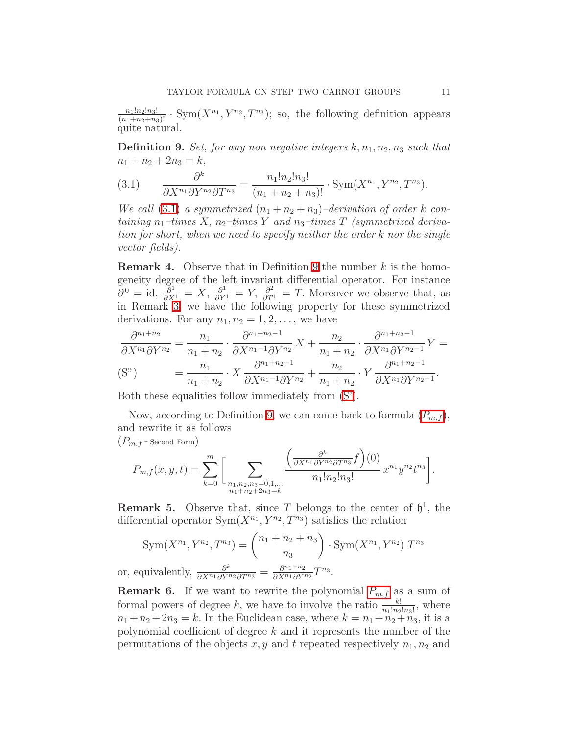$\frac{n_1!n_2!n_3!}{(n_1+n_2+n_3)!} \cdot \mathrm{Sym}(X^{n_1}, Y^{n_2}, T^{n_3})$; so, the following definition appears quite natural.

**Definition 9.** *Set, for any non negative integers $k, n_1, n_2, n_3$ such that $n_1 + n_2 + 2n_3 = k$,*

$$\frac{\partial^k}{\partial X^{n_1} \partial Y^{n_2} \partial T^{n_3}} = \frac{n_1!n_2!n_3!}{(n_1+n_2+n_3)!} \cdot \mathrm{Sym}(X^{n_1}, Y^{n_2}, T^{n_3}). \tag{3.1}$$

*We call (3.1) a symmetrized $(n_1+n_2+n_3)$–derivation of order $k$ containing $n_1$–times $X$, $n_2$–times $Y$ and $n_3$–times $T$ (symmetrized derivation for short, when we need to specify neither the order $k$ nor the single vector fields).*

**Remark 4.** Observe that in Definition 9 the number $k$ is the homogeneity degree of the left invariant differential operator. For instance $\partial^0 = \mathrm{id}$, $\frac{\partial^1}{\partial X^1} = X$, $\frac{\partial^1}{\partial Y^1} = Y$, $\frac{\partial^2}{\partial T^1} = T$. Moreover we observe that, as in Remark 3, we have the following property for these symmetrized derivations. For any $n_1, n_2 = 1, 2, \ldots$, we have

$$\begin{aligned}
\frac{\partial^{n_1+n_2}}{\partial X^{n_1} \partial Y^{n_2}} &= \frac{n_1}{n_1+n_2} \cdot \frac{\partial^{n_1+n_2-1}}{\partial X^{n_1-1} \partial Y^{n_2}} X + \frac{n_2}{n_1+n_2} \cdot \frac{\partial^{n_1+n_2-1}}{\partial X^{n_1} \partial Y^{n_2-1}} Y = \\
&= \frac{n_1}{n_1+n_2} \cdot X \frac{\partial^{n_1+n_2-1}}{\partial X^{n_1-1} \partial Y^{n_2}} + \frac{n_2}{n_1+n_2} \cdot Y \frac{\partial^{n_1+n_2-1}}{\partial X^{n_1} \partial Y^{n_2-1}}.
\end{aligned} \tag{S"}$$

Both these equalities follow immediately from (S').

Now, according to Definition 9, we can come back to formula ($P_{m,f}$), and rewrite it as follows

($P_{m,f}$ - Second Form)

$$P_{m,f}(x,y,t) = \sum_{k=0}^{m} \Bigg[ \sum_{\substack{n_1,n_2,n_3=0,1,\ldots \\ n_1+n_2+2n_3=k}} \frac{\left(\frac{\partial^k}{\partial X^{n_1} \partial Y^{n_2} \partial T^{n_3}} f\right)(0)}{n_1!n_2!n_3!} x^{n_1} y^{n_2} t^{n_3} \Bigg].$$

**Remark 5.** Observe that, since $T$ belongs to the center of $\mathfrak{h}^1$, the differential operator $\mathrm{Sym}(X^{n_1}, Y^{n_2}, T^{n_3})$ satisfies the relation

$$\mathrm{Sym}(X^{n_1}, Y^{n_2}, T^{n_3}) = \binom{n_1+n_2+n_3}{n_3} \cdot \mathrm{Sym}(X^{n_1}, Y^{n_2})\, T^{n_3}$$

or, equivalently, $\frac{\partial^k}{\partial X^{n_1} \partial Y^{n_2} \partial T^{n_3}} = \frac{\partial^{n_1+n_2}}{\partial X^{n_1} \partial Y^{n_2}} T^{n_3}$.

**Remark 6.** If we want to rewrite the polynomial $P_{m,f}$ as a sum of formal powers of degree $k$, we have to involve the ratio $\frac{k!}{n_1!n_2!n_3!}$, where $n_1 + n_2 + 2n_3 = k$. In the Euclidean case, where $k = n_1 + n_2 + n_3$, it is a polynomial coefficient of degree $k$ and it represents the number of the permutations of the objects $x, y$ and $t$ repeated respectively $n_1, n_2$ and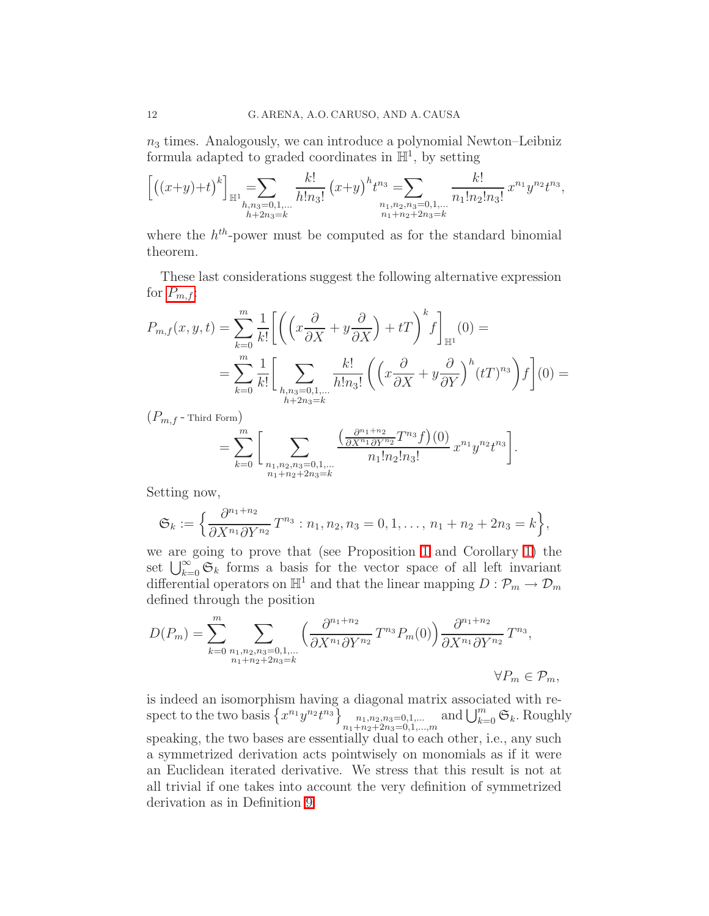$n_3$ times. Analogously, we can introduce a polynomial Newton–Leibniz formula adapted to graded coordinates in $\mathbb{H}^1$, by setting

$$\Big[\big((x+y)+t\big)^k\Big]_{\mathbb{H}^1} = \sum_{\substack{h,n_3=0,1,\dots\\ h+2n_3=k}} \frac{k!}{h!n_3!}\,(x+y)^h t^{n_3} = \sum_{\substack{n_1,n_2,n_3=0,1,\dots\\ n_1+n_2+2n_3=k}} \frac{k!}{n_1!n_2!n_3!}\,x^{n_1}y^{n_2}t^{n_3},$$

where the $h^{th}$-power must be computed as for the standard binomial theorem.

These last considerations suggest the following alternative expression for $P_{m,f}$:

$$\begin{aligned}
P_{m,f}(x,y,t) &= \sum_{k=0}^{m} \frac{1}{k!}\left[\left(\left(x\frac{\partial}{\partial X}+y\frac{\partial}{\partial X}\right)+tT\right)^k f\right]_{\mathbb{H}^1}(0) = \\
&= \sum_{k=0}^{m} \frac{1}{k!}\left[\sum_{\substack{h,n_3=0,1,\dots\\ h+2n_3=k}} \frac{k!}{h!n_3!}\left(\left(x\frac{\partial}{\partial X}+y\frac{\partial}{\partial Y}\right)^h (tT)^{n_3}\right)f\right](0) =
\end{aligned}$$

$\big(P_{m,f}$ - Third Form$\big)$

$$= \sum_{k=0}^{m}\left[\sum_{\substack{n_1,n_2,n_3=0,1,\dots\\ n_1+n_2+2n_3=k}} \frac{\left(\frac{\partial^{n_1+n_2}}{\partial X^{n_1}\partial Y^{n_2}}T^{n_3}f\right)(0)}{n_1!n_2!n_3!}\,x^{n_1}y^{n_2}t^{n_3}\right].$$

Setting now,

$$\mathfrak{S}_k := \left\{\frac{\partial^{n_1+n_2}}{\partial X^{n_1}\partial Y^{n_2}}\,T^{n_3} : n_1,n_2,n_3 = 0,1,\dots,\; n_1+n_2+2n_3=k\right\},$$

we are going to prove that (see Proposition 1 and Corollary 1) the set $\bigcup_{k=0}^{\infty}\mathfrak{S}_k$ forms a basis for the vector space of all left invariant differential operators on $\mathbb{H}^1$ and that the linear mapping $D:\mathcal{P}_m\to\mathcal{D}_m$ defined through the position

$$D(P_m) = \sum_{k=0}^{m}\sum_{\substack{n_1,n_2,n_3=0,1,\dots\\ n_1+n_2+2n_3=k}} \Big(\frac{\partial^{n_1+n_2}}{\partial X^{n_1}\partial Y^{n_2}}\,T^{n_3}P_m(0)\Big)\frac{\partial^{n_1+n_2}}{\partial X^{n_1}\partial Y^{n_2}}\,T^{n_3}, \qquad \forall P_m\in\mathcal{P}_m,$$

is indeed an isomorphism having a diagonal matrix associated with respect to the two basis $\left\{x^{n_1}y^{n_2}t^{n_3}\right\}_{\substack{n_1,n_2,n_3=0,1,\dots\\ n_1+n_2+2n_3=0,1,\dots,m}}$ and $\bigcup_{k=0}^{m}\mathfrak{S}_k$. Roughly speaking, the two bases are essentially dual to each other, i.e., any such a symmetrized derivation acts pointwisely on monomials as if it were an Euclidean iterated derivative. We stress that this result is not at all trivial if one takes into account the very definition of symmetrized derivation as in Definition 9.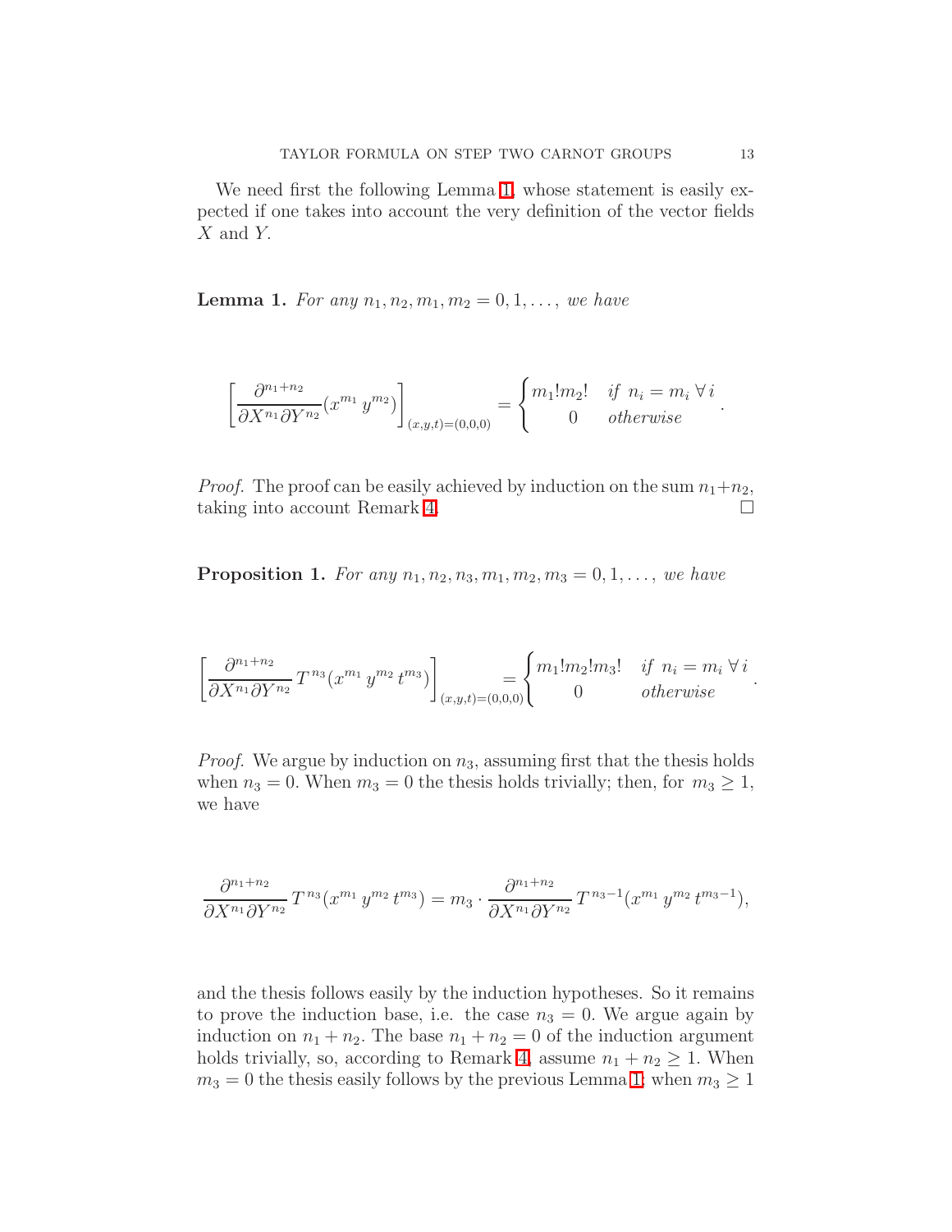We need first the following Lemma 1, whose statement is easily expected if one takes into account the very definition of the vector fields $X$ and $Y$.

**Lemma 1.** *For any $n_1, n_2, m_1, m_2 = 0, 1, \dots,$ we have*

$$\left[\frac{\partial^{n_1+n_2}}{\partial X^{n_1} \partial Y^{n_2}}(x^{m_1}\, y^{m_2})\right]_{(x,y,t)=(0,0,0)} = \begin{cases} m_1! m_2! & \text{if } n_i = m_i \; \forall\, i \\ 0 & \text{otherwise} \end{cases}.$$

*Proof.* The proof can be easily achieved by induction on the sum $n_1 + n_2$, taking into account Remark 4. $\square$

**Proposition 1.** *For any $n_1, n_2, n_3, m_1, m_2, m_3 = 0, 1, \dots,$ we have*

$$\left[\frac{\partial^{n_1+n_2}}{\partial X^{n_1} \partial Y^{n_2}}\, T^{n_3}(x^{m_1}\, y^{m_2}\, t^{m_3})\right]_{(x,y,t)=(0,0,0)} = \begin{cases} m_1! m_2! m_3! & \text{if } n_i = m_i \; \forall\, i \\ 0 & \text{otherwise} \end{cases}.$$

*Proof.* We argue by induction on $n_3$, assuming first that the thesis holds when $n_3 = 0$. When $m_3 = 0$ the thesis holds trivially; then, for $m_3 \geq 1$, we have

$$\frac{\partial^{n_1+n_2}}{\partial X^{n_1} \partial Y^{n_2}}\, T^{n_3}(x^{m_1}\, y^{m_2}\, t^{m_3}) = m_3 \cdot \frac{\partial^{n_1+n_2}}{\partial X^{n_1} \partial Y^{n_2}}\, T^{n_3-1}(x^{m_1}\, y^{m_2}\, t^{m_3-1}),$$

and the thesis follows easily by the induction hypotheses. So it remains to prove the induction base, i.e. the case $n_3 = 0$. We argue again by induction on $n_1 + n_2$. The base $n_1 + n_2 = 0$ of the induction argument holds trivially, so, according to Remark 4, assume $n_1 + n_2 \geq 1$. When $m_3 = 0$ the thesis easily follows by the previous Lemma 1; when $m_3 \geq 1$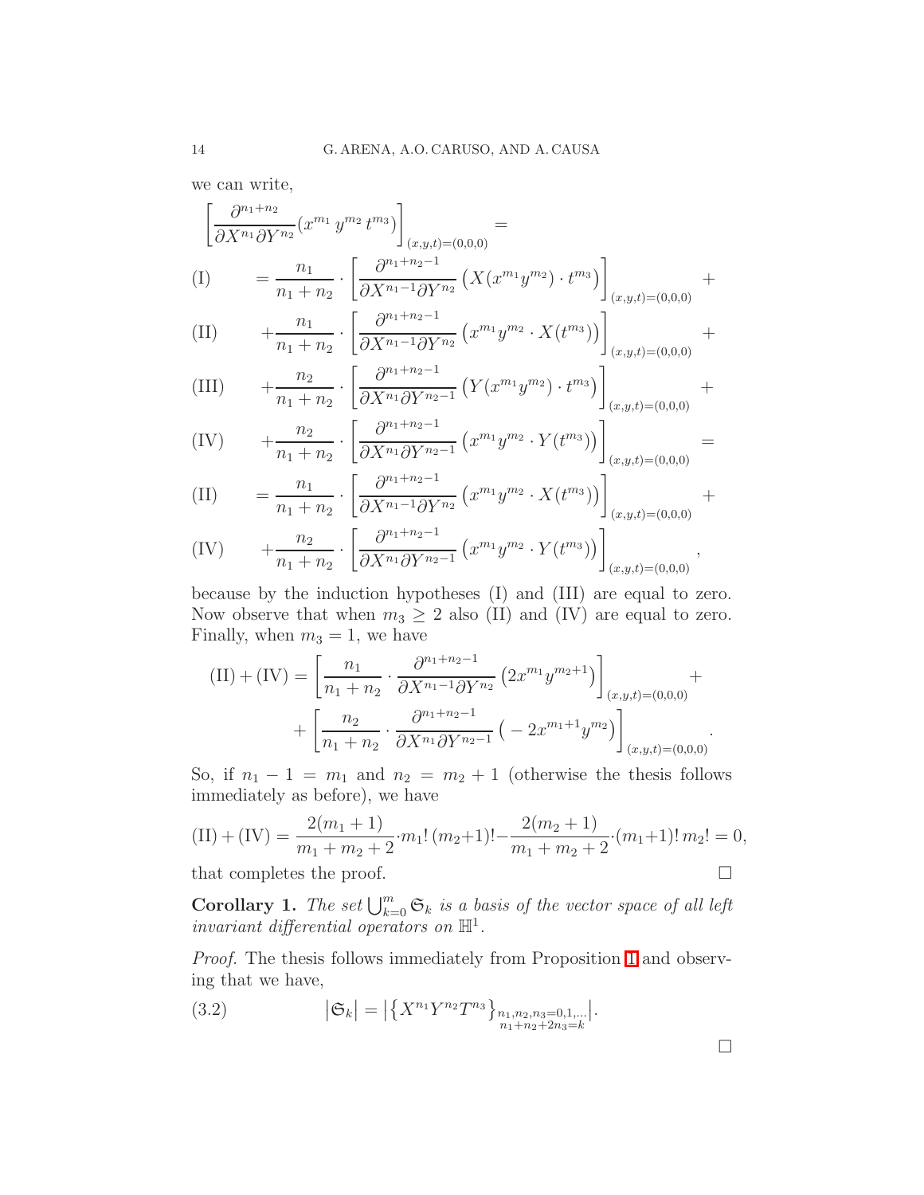we can write,

$$
\begin{aligned}
&\left[\frac{\partial^{n_1+n_2}}{\partial X^{n_1}\partial Y^{n_2}}(x^{m_1}\, y^{m_2}\, t^{m_3})\right]_{(x,y,t)=(0,0,0)} = \\
\text{(I)} \qquad &= \frac{n_1}{n_1+n_2}\cdot\left[\frac{\partial^{n_1+n_2-1}}{\partial X^{n_1-1}\partial Y^{n_2}}\left(X(x^{m_1}y^{m_2})\cdot t^{m_3}\right)\right]_{(x,y,t)=(0,0,0)} + \\
\text{(II)} \qquad &+ \frac{n_1}{n_1+n_2}\cdot\left[\frac{\partial^{n_1+n_2-1}}{\partial X^{n_1-1}\partial Y^{n_2}}\left(x^{m_1}y^{m_2}\cdot X(t^{m_3})\right)\right]_{(x,y,t)=(0,0,0)} + \\
\text{(III)} \qquad &+ \frac{n_2}{n_1+n_2}\cdot\left[\frac{\partial^{n_1+n_2-1}}{\partial X^{n_1}\partial Y^{n_2-1}}\left(Y(x^{m_1}y^{m_2})\cdot t^{m_3}\right)\right]_{(x,y,t)=(0,0,0)} + \\
\text{(IV)} \qquad &+ \frac{n_2}{n_1+n_2}\cdot\left[\frac{\partial^{n_1+n_2-1}}{\partial X^{n_1}\partial Y^{n_2-1}}\left(x^{m_1}y^{m_2}\cdot Y(t^{m_3})\right)\right]_{(x,y,t)=(0,0,0)} = \\
\text{(II)} \qquad &= \frac{n_1}{n_1+n_2}\cdot\left[\frac{\partial^{n_1+n_2-1}}{\partial X^{n_1-1}\partial Y^{n_2}}\left(x^{m_1}y^{m_2}\cdot X(t^{m_3})\right)\right]_{(x,y,t)=(0,0,0)} + \\
\text{(IV)} \qquad &+ \frac{n_2}{n_1+n_2}\cdot\left[\frac{\partial^{n_1+n_2-1}}{\partial X^{n_1}\partial Y^{n_2-1}}\left(x^{m_1}y^{m_2}\cdot Y(t^{m_3})\right)\right]_{(x,y,t)=(0,0,0)},
\end{aligned}
$$

because by the induction hypotheses (I) and (III) are equal to zero. Now observe that when $m_3 \geq 2$ also (II) and (IV) are equal to zero. Finally, when $m_3 = 1$, we have

$$
\begin{aligned}
\text{(II)} + \text{(IV)} = &\left[\frac{n_1}{n_1+n_2}\cdot\frac{\partial^{n_1+n_2-1}}{\partial X^{n_1-1}\partial Y^{n_2}}\left(2x^{m_1}y^{m_2+1}\right)\right]_{(x,y,t)=(0,0,0)} + \\
&+ \left[\frac{n_2}{n_1+n_2}\cdot\frac{\partial^{n_1+n_2-1}}{\partial X^{n_1}\partial Y^{n_2-1}}\left(-2x^{m_1+1}y^{m_2}\right)\right]_{(x,y,t)=(0,0,0)}.
\end{aligned}
$$

So, if $n_1 - 1 = m_1$ and $n_2 = m_2 + 1$ (otherwise the thesis follows immediately as before), we have

$$
\text{(II)} + \text{(IV)} = \frac{2(m_1+1)}{m_1+m_2+2}\cdot m_1!\,(m_2+1)! - \frac{2(m_2+1)}{m_1+m_2+2}\cdot(m_1+1)!\,m_2! = 0,
$$

that completes the proof. $\square$

**Corollary 1.** *The set $\bigcup_{k=0}^{m}\mathfrak{S}_k$ is a basis of the vector space of all left invariant differential operators on $\mathbb{H}^1$.*

*Proof.* The thesis follows immediately from Proposition 1 and observing that we have,

$$
\left|\mathfrak{S}_k\right| = \left|\left\{X^{n_1}Y^{n_2}T^{n_3}\right\}_{\substack{n_1,n_2,n_3=0,1,\ldots\\ n_1+n_2+2n_3=k}}\right|. \tag{3.2}
$$

$\square$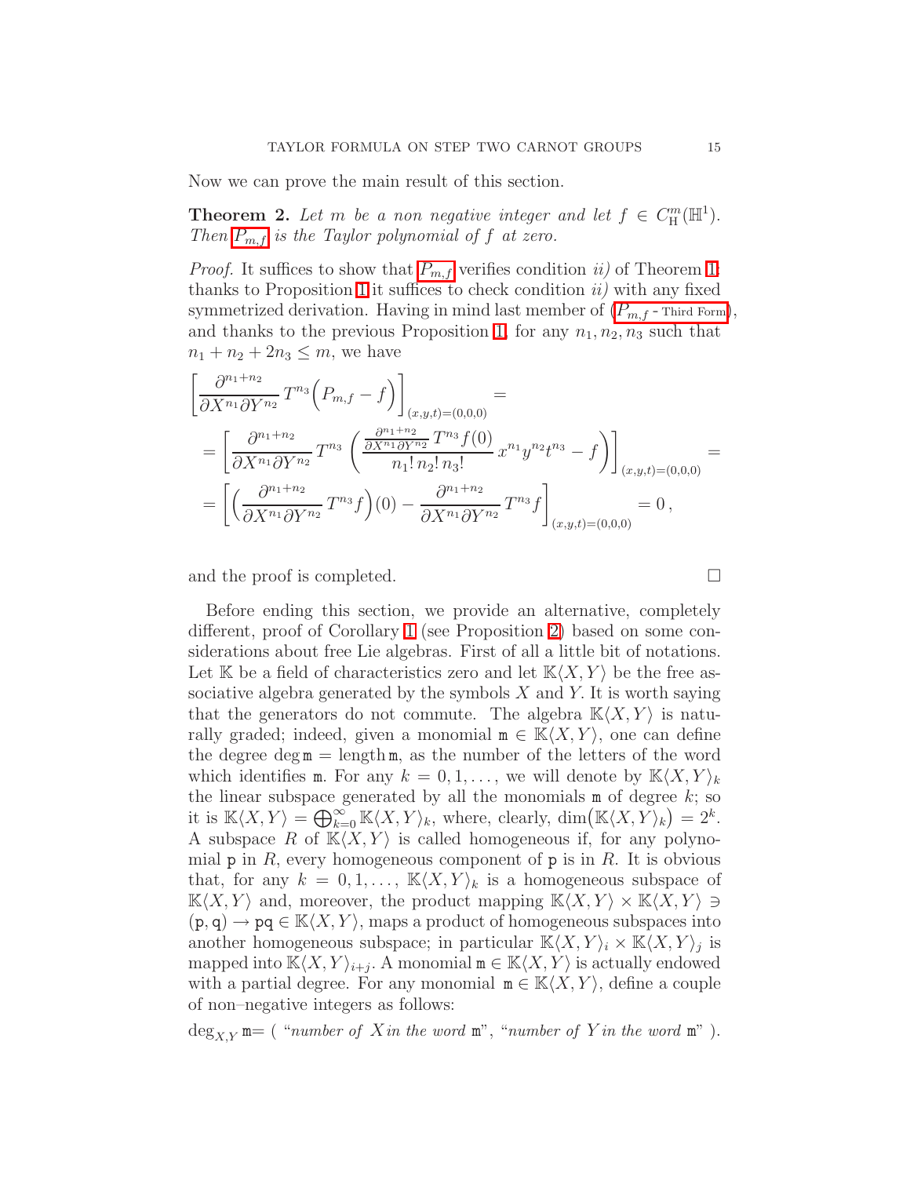Now we can prove the main result of this section.

**Theorem 2.** *Let $m$ be a non negative integer and let $f \in C^m_{\mathbb{H}}(\mathbb{H}^1)$. Then $P_{m,f}$ is the Taylor polynomial of $f$ at zero.*

*Proof.* It suffices to show that $P_{m,f}$ verifies condition *ii)* of Theorem 1: thanks to Proposition 1 it suffices to check condition *ii)* with any fixed symmetrized derivation. Having in mind last member of ($P_{m,f}$ - Third Form), and thanks to the previous Proposition 1, for any $n_1, n_2, n_3$ such that $n_1 + n_2 + 2n_3 \le m$, we have

$$
\begin{aligned}
&\left[\frac{\partial^{n_1+n_2}}{\partial X^{n_1}\partial Y^{n_2}}\, T^{n_3}\Big(P_{m,f} - f\Big)\right]_{(x,y,t)=(0,0,0)} = \\
&= \left[\frac{\partial^{n_1+n_2}}{\partial X^{n_1}\partial Y^{n_2}}\, T^{n_3}\,\left(\frac{\frac{\partial^{n_1+n_2}}{\partial X^{n_1}\partial Y^{n_2}}\, T^{n_3} f(0)}{n_1!\, n_2!\, n_3!}\, x^{n_1} y^{n_2} t^{n_3} - f\right)\right]_{(x,y,t)=(0,0,0)} = \\
&= \left[\Big(\frac{\partial^{n_1+n_2}}{\partial X^{n_1}\partial Y^{n_2}}\, T^{n_3} f\Big)(0) - \frac{\partial^{n_1+n_2}}{\partial X^{n_1}\partial Y^{n_2}}\, T^{n_3} f\right]_{(x,y,t)=(0,0,0)} = 0\,,
\end{aligned}
$$

and the proof is completed. $\square$

Before ending this section, we provide an alternative, completely different, proof of Corollary 1 (see Proposition 2) based on some considerations about free Lie algebras. First of all a little bit of notations. Let $\mathbb{K}$ be a field of characteristics zero and let $\mathbb{K}\langle X, Y\rangle$ be the free associative algebra generated by the symbols $X$ and $Y$. It is worth saying that the generators do not commute. The algebra $\mathbb{K}\langle X, Y\rangle$ is naturally graded; indeed, given a monomial $\mathtt{m} \in \mathbb{K}\langle X, Y\rangle$, one can define the degree $\deg \mathtt{m} = \operatorname{length} \mathtt{m}$, as the number of the letters of the word which identifies $\mathtt{m}$. For any $k = 0, 1, \ldots$, we will denote by $\mathbb{K}\langle X, Y\rangle_k$ the linear subspace generated by all the monomials $\mathtt{m}$ of degree $k$; so it is $\mathbb{K}\langle X, Y\rangle = \bigoplus_{k=0}^{\infty} \mathbb{K}\langle X, Y\rangle_k$, where, clearly, $\dim\big(\mathbb{K}\langle X, Y\rangle_k\big) = 2^k$. A subspace $R$ of $\mathbb{K}\langle X, Y\rangle$ is called homogeneous if, for any polynomial $\mathtt{p}$ in $R$, every homogeneous component of $\mathtt{p}$ is in $R$. It is obvious that, for any $k = 0, 1, \ldots$, $\mathbb{K}\langle X, Y\rangle_k$ is a homogeneous subspace of $\mathbb{K}\langle X, Y\rangle$ and, moreover, the product mapping $\mathbb{K}\langle X, Y\rangle \times \mathbb{K}\langle X, Y\rangle \ni (\mathtt{p}, \mathtt{q}) \to \mathtt{pq} \in \mathbb{K}\langle X, Y\rangle$, maps a product of homogeneous subspaces into another homogeneous subspace; in particular $\mathbb{K}\langle X, Y\rangle_i \times \mathbb{K}\langle X, Y\rangle_j$ is mapped into $\mathbb{K}\langle X, Y\rangle_{i+j}$. A monomial $\mathtt{m} \in \mathbb{K}\langle X, Y\rangle$ is actually endowed with a partial degree. For any monomial $\mathtt{m} \in \mathbb{K}\langle X, Y\rangle$, define a couple of non–negative integers as follows:

$\deg_{X,Y} \mathtt{m}$= ( "*number of* $X$ *in the word* $\mathtt{m}$", "*number of* $Y$ *in the word* $\mathtt{m}$" ).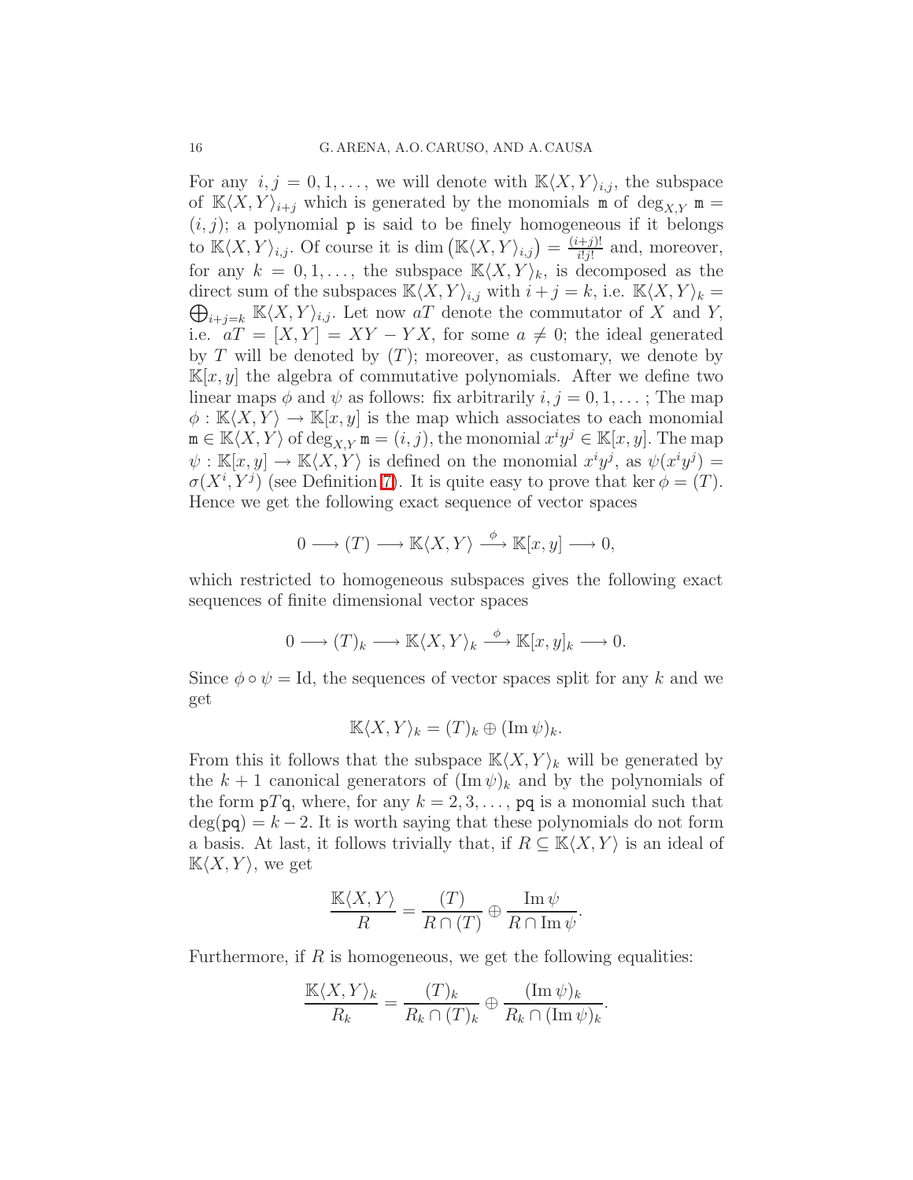For any $i, j = 0, 1, \ldots,$ we will denote with $\mathbb{K}\langle X, Y\rangle_{i,j}$, the subspace of $\mathbb{K}\langle X, Y\rangle_{i+j}$ which is generated by the monomials $\mathtt{m}$ of $\deg_{X,Y} \mathtt{m} = (i, j)$; a polynomial $\mathtt{p}$ is said to be finely homogeneous if it belongs to $\mathbb{K}\langle X, Y\rangle_{i,j}$. Of course it is $\dim\left(\mathbb{K}\langle X, Y\rangle_{i,j}\right) = \frac{(i+j)!}{i!j!}$ and, moreover, for any $k = 0, 1, \ldots,$ the subspace $\mathbb{K}\langle X, Y\rangle_k$, is decomposed as the direct sum of the subspaces $\mathbb{K}\langle X, Y\rangle_{i,j}$ with $i + j = k$, i.e. $\mathbb{K}\langle X, Y\rangle_k = \bigoplus_{i+j=k} \mathbb{K}\langle X, Y\rangle_{i,j}$. Let now $aT$ denote the commutator of $X$ and $Y$, i.e. $aT = [X, Y] = XY - YX$, for some $a \neq 0$; the ideal generated by $T$ will be denoted by $(T)$; moreover, as customary, we denote by $\mathbb{K}[x, y]$ the algebra of commutative polynomials. After we define two linear maps $\phi$ and $\psi$ as follows: fix arbitrarily $i, j = 0, 1, \ldots$; The map $\phi : \mathbb{K}\langle X, Y\rangle \to \mathbb{K}[x, y]$ is the map which associates to each monomial $\mathtt{m} \in \mathbb{K}\langle X, Y\rangle$ of $\deg_{X,Y} \mathtt{m} = (i, j)$, the monomial $x^i y^j \in \mathbb{K}[x, y]$. The map $\psi : \mathbb{K}[x, y] \to \mathbb{K}\langle X, Y\rangle$ is defined on the monomial $x^i y^j$, as $\psi(x^i y^j) = \sigma(X^i, Y^j)$ (see Definition 7). It is quite easy to prove that $\ker \phi = (T)$. Hence we get the following exact sequence of vector spaces

$$0 \longrightarrow (T) \longrightarrow \mathbb{K}\langle X, Y\rangle \xrightarrow{\phi} \mathbb{K}[x, y] \longrightarrow 0,$$

which restricted to homogeneous subspaces gives the following exact sequences of finite dimensional vector spaces

$$0 \longrightarrow (T)_k \longrightarrow \mathbb{K}\langle X, Y\rangle_k \xrightarrow{\phi} \mathbb{K}[x, y]_k \longrightarrow 0.$$

Since $\phi \circ \psi = \mathrm{Id}$, the sequences of vector spaces split for any $k$ and we get

$$\mathbb{K}\langle X, Y\rangle_k = (T)_k \oplus (\operatorname{Im} \psi)_k.$$

From this it follows that the subspace $\mathbb{K}\langle X, Y\rangle_k$ will be generated by the $k + 1$ canonical generators of $(\operatorname{Im} \psi)_k$ and by the polynomials of the form $\mathtt{p}T\mathtt{q}$, where, for any $k = 2, 3, \ldots,$ $\mathtt{pq}$ is a monomial such that $\deg(\mathtt{pq}) = k - 2$. It is worth saying that these polynomials do not form a basis. At last, it follows trivially that, if $R \subseteq \mathbb{K}\langle X, Y\rangle$ is an ideal of $\mathbb{K}\langle X, Y\rangle$, we get

$$\frac{\mathbb{K}\langle X, Y\rangle}{R} = \frac{(T)}{R \cap (T)} \oplus \frac{\operatorname{Im} \psi}{R \cap \operatorname{Im} \psi}.$$

Furthermore, if $R$ is homogeneous, we get the following equalities:

$$\frac{\mathbb{K}\langle X, Y\rangle_k}{R_k} = \frac{(T)_k}{R_k \cap (T)_k} \oplus \frac{(\operatorname{Im} \psi)_k}{R_k \cap (\operatorname{Im} \psi)_k}.$$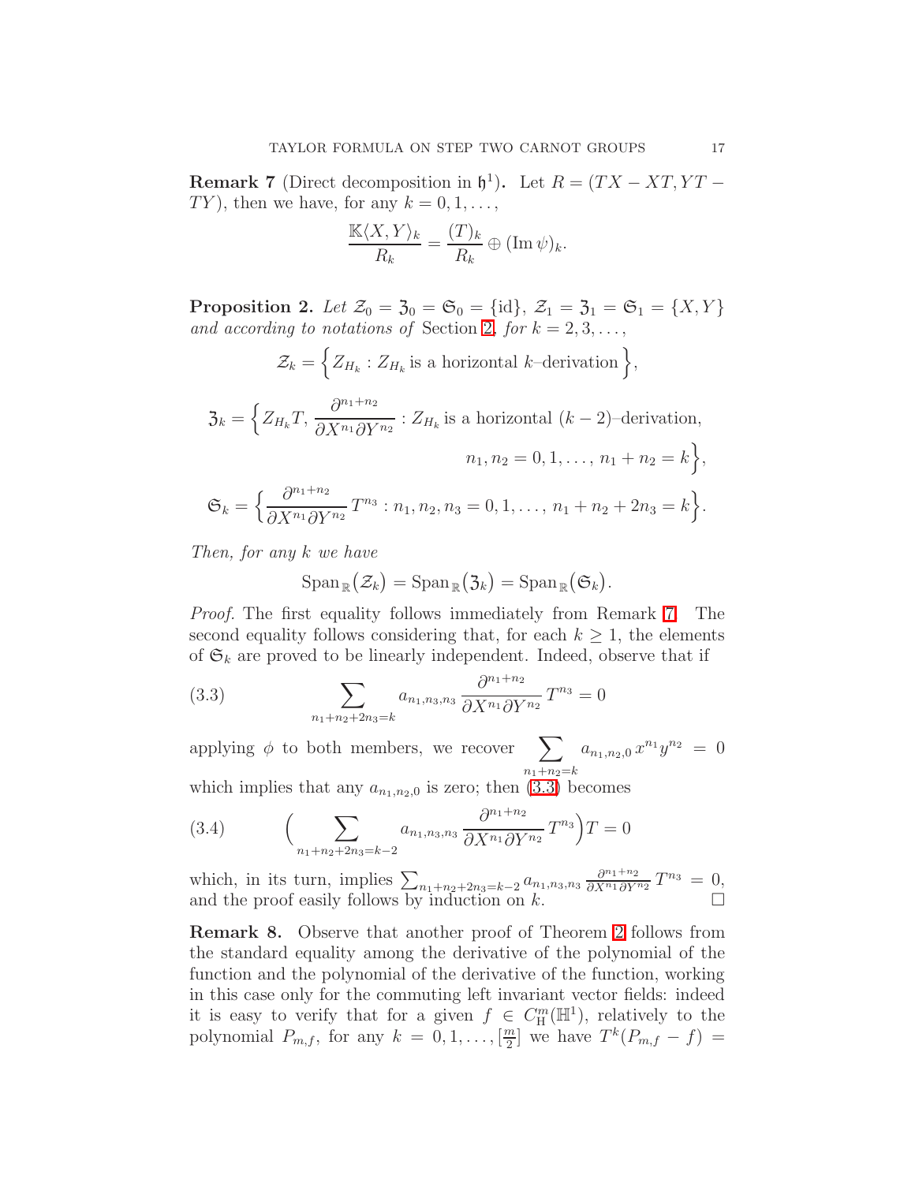**Remark 7** (Direct decomposition in $\mathfrak{h}^1$)**.** Let $R = (TX - XT, YT - TY)$, then we have, for any $k = 0, 1, \ldots,$

$$\frac{\mathbb{K}\langle X, Y\rangle_k}{R_k} = \frac{(T)_k}{R_k} \oplus (\operatorname{Im}\psi)_k.$$

**Proposition 2.** *Let $\mathcal{Z}_0 = \mathfrak{Z}_0 = \mathfrak{S}_0 = \{\mathrm{id}\}$, $\mathcal{Z}_1 = \mathfrak{Z}_1 = \mathfrak{S}_1 = \{X, Y\}$ and according to notations of* Section 2*, for $k = 2, 3, \ldots,$*

$$\mathcal{Z}_k = \Big\{ Z_{H_k} : Z_{H_k} \text{ is a horizontal } k\text{–derivation} \Big\},$$

$$\mathfrak{Z}_k = \Big\{ Z_{H_k}T,\ \frac{\partial^{n_1+n_2}}{\partial X^{n_1}\partial Y^{n_2}} : Z_{H_k} \text{ is a horizontal } (k-2)\text{–derivation}, \\ n_1, n_2 = 0, 1, \ldots,\ n_1 + n_2 = k \Big\},$$

$$\mathfrak{S}_k = \Big\{ \frac{\partial^{n_1+n_2}}{\partial X^{n_1}\partial Y^{n_2}} T^{n_3} : n_1, n_2, n_3 = 0, 1, \ldots,\ n_1 + n_2 + 2n_3 = k \Big\}.$$

*Then, for any $k$ we have*

$$\operatorname{Span}_{\mathbb{R}}(\mathcal{Z}_k) = \operatorname{Span}_{\mathbb{R}}(\mathfrak{Z}_k) = \operatorname{Span}_{\mathbb{R}}(\mathfrak{S}_k).$$

*Proof.* The first equality follows immediately from Remark 7. The second equality follows considering that, for each $k \geq 1$, the elements of $\mathfrak{S}_k$ are proved to be linearly independent. Indeed, observe that if

$$\sum_{n_1+n_2+2n_3=k} a_{n_1,n_3,n_3} \frac{\partial^{n_1+n_2}}{\partial X^{n_1}\partial Y^{n_2}} T^{n_3} = 0 \tag{3.3}$$

applying $\phi$ to both members, we recover $\displaystyle\sum_{n_1+n_2=k} a_{n_1,n_2,0}\, x^{n_1} y^{n_2} = 0$ which implies that any $a_{n_1,n_2,0}$ is zero; then (3.3) becomes

$$\Big( \sum_{n_1+n_2+2n_3=k-2} a_{n_1,n_3,n_3} \frac{\partial^{n_1+n_2}}{\partial X^{n_1}\partial Y^{n_2}} T^{n_3} \Big) T = 0 \tag{3.4}$$

which, in its turn, implies $\sum_{n_1+n_2+2n_3=k-2} a_{n_1,n_3,n_3} \frac{\partial^{n_1+n_2}}{\partial X^{n_1}\partial Y^{n_2}} T^{n_3} = 0$, and the proof easily follows by induction on $k$. □

**Remark 8.** Observe that another proof of Theorem 2 follows from the standard equality among the derivative of the polynomial of the function and the polynomial of the derivative of the function, working in this case only for the commuting left invariant vector fields: indeed it is easy to verify that for a given $f \in C^m_{\mathbb{H}}(\mathbb{H}^1)$, relatively to the polynomial $P_{m,f}$, for any $k = 0, 1, \ldots, [\frac{m}{2}]$ we have $T^k(P_{m,f} - f) =$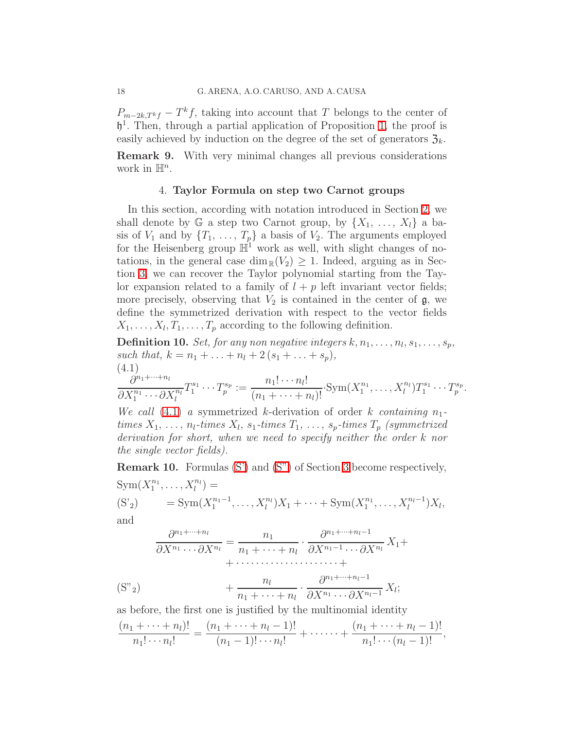$P_{m-2k,T^k f} - T^k f$, taking into account that $T$ belongs to the center of $\mathfrak{h}^1$. Then, through a partial application of Proposition 1, the proof is easily achieved by induction on the degree of the set of generators $\mathfrak{Z}_k$.

**Remark 9.** With very minimal changes all previous considerations work in $\mathbb{H}^n$.

## 4. Taylor Formula on step two Carnot groups

In this section, according with notation introduced in Section 2, we shall denote by $\mathbb{G}$ a step two Carnot group, by $\{X_1, \ldots, X_l\}$ a basis of $V_1$ and by $\{T_1, \ldots, T_p\}$ a basis of $V_2$. The arguments employed for the Heisenberg group $\mathbb{H}^1$ work as well, with slight changes of notations, in the general case $\dim_{\mathbb{R}}(V_2) \geq 1$. Indeed, arguing as in Section 3, we can recover the Taylor polynomial starting from the Taylor expansion related to a family of $l + p$ left invariant vector fields; more precisely, observing that $V_2$ is contained in the center of $\mathfrak{g}$, we define the symmetrized derivation with respect to the vector fields $X_1, \ldots, X_l, T_1, \ldots, T_p$ according to the following definition.

**Definition 10.** *Set, for any non negative integers $k, n_1, \ldots, n_l, s_1, \ldots, s_p$, such that, $k = n_1 + \ldots + n_l + 2(s_1 + \ldots + s_p)$,*

$$\frac{\partial^{n_1+\cdots+n_l}}{\partial X_1^{n_1} \cdots \partial X_l^{n_l}} T_1^{s_1} \cdots T_p^{s_p} := \frac{n_1! \cdots n_l!}{(n_1 + \cdots + n_l)!} \cdot \mathrm{Sym}(X_1^{n_1}, \ldots, X_l^{n_l}) T_1^{s_1} \cdots T_p^{s_p}. \tag{4.1}$$

*We call (4.1) a* symmetrized $k$-derivation of order $k$ *containing $n_1$-times $X_1$, …, $n_l$-times $X_l$, $s_1$-times $T_1$, …, $s_p$-times $T_p$ (symmetrized derivation for short, when we need to specify neither the order $k$ nor the single vector fields).*

**Remark 10.** Formulas (S') and (S") of Section 3 become respectively,

$$\mathrm{Sym}(X_1^{n_1}, \ldots, X_l^{n_l}) =$$

$$= \mathrm{Sym}(X_1^{n_1-1}, \ldots, X_l^{n_l}) X_1 + \cdots + \mathrm{Sym}(X_1^{n_1}, \ldots, X_l^{n_l-1}) X_l, \tag{S'$_2$}$$

and

$$\frac{\partial^{n_1+\cdots+n_l}}{\partial X^{n_1} \cdots \partial X^{n_l}} = \frac{n_1}{n_1 + \cdots + n_l} \cdot \frac{\partial^{n_1+\cdots+n_l-1}}{\partial X^{n_1-1} \cdots \partial X^{n_l}} X_1 + \cdots + \frac{n_l}{n_1 + \cdots + n_l} \cdot \frac{\partial^{n_1+\cdots+n_l-1}}{\partial X^{n_1} \cdots \partial X^{n_l-1}} X_l; \tag{S"$_2$}$$

as before, the first one is justified by the multinomial identity

$$\frac{(n_1 + \cdots + n_l)!}{n_1! \cdots n_l!} = \frac{(n_1 + \cdots + n_l - 1)!}{(n_1 - 1)! \cdots n_l!} + \cdots\cdots + \frac{(n_1 + \cdots + n_l - 1)!}{n_1! \cdots (n_l - 1)!},$$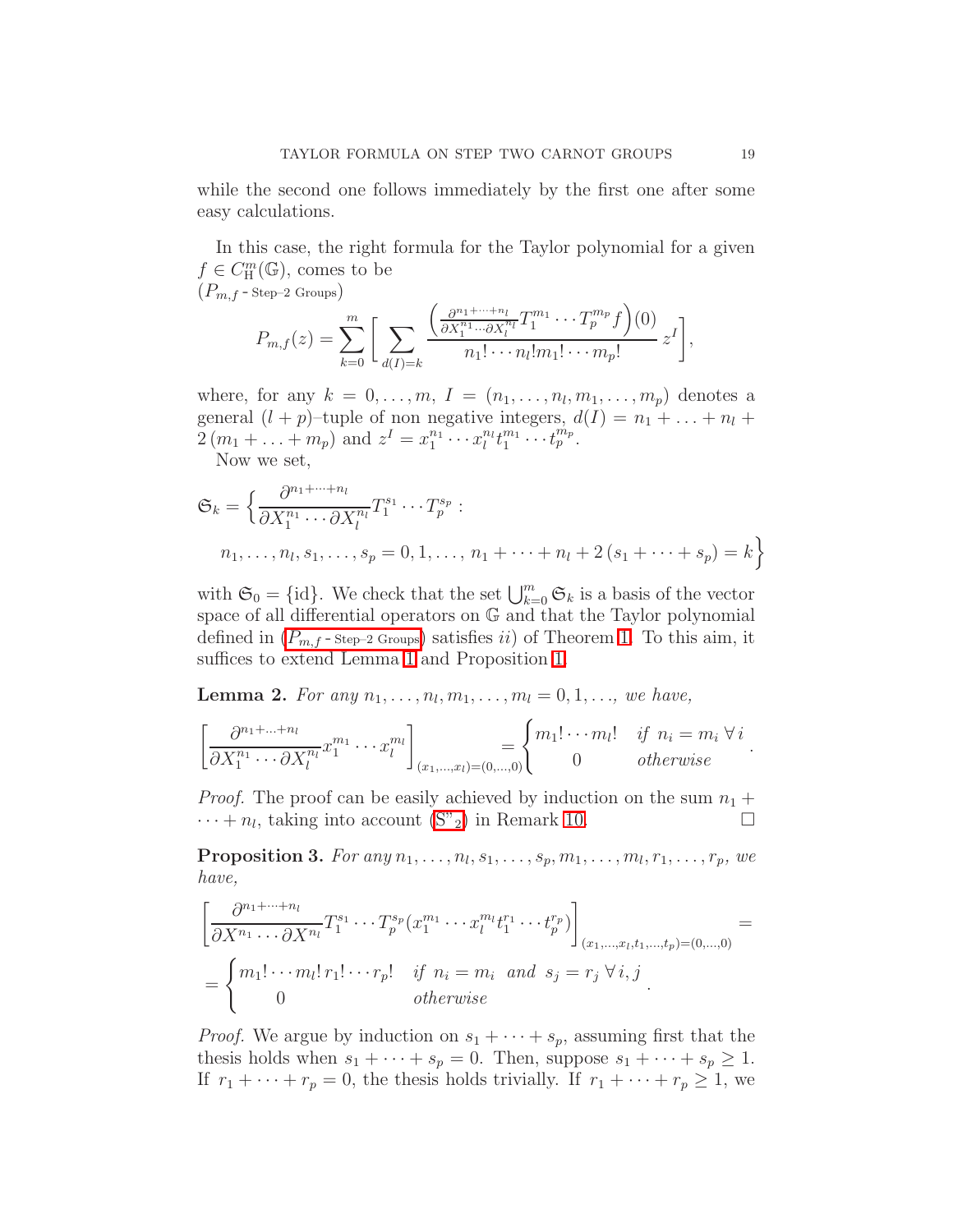while the second one follows immediately by the first one after some easy calculations.

In this case, the right formula for the Taylor polynomial for a given $f \in C^m_{\mathbb{H}}(\mathbb{G})$, comes to be
$(P_{m,f}$ - Step–2 Groups$)$

$$P_{m,f}(z) = \sum_{k=0}^{m} \Bigg[ \sum_{d(I)=k} \frac{\left( \frac{\partial^{n_1+\cdots+n_l}}{\partial X_1^{n_1} \cdots \partial X_l^{n_l}} T_1^{m_1} \cdots T_p^{m_p} f \right)(0)}{n_1! \cdots n_l! m_1! \cdots m_p!} \, z^I \Bigg],$$

where, for any $k = 0, \ldots, m$, $I = (n_1, \ldots, n_l, m_1, \ldots, m_p)$ denotes a general $(l+p)$–tuple of non negative integers, $d(I) = n_1 + \ldots + n_l + 2\,(m_1 + \ldots + m_p)$ and $z^I = x_1^{n_1} \cdots x_l^{n_l} t_1^{m_1} \cdots t_p^{m_p}$.

Now we set,

$$\mathfrak{S}_k = \Big\{ \frac{\partial^{n_1+\cdots+n_l}}{\partial X_1^{n_1} \cdots \partial X_l^{n_l}} T_1^{s_1} \cdots T_p^{s_p} : \\ n_1, \ldots, n_l, s_1, \ldots, s_p = 0, 1, \ldots, \; n_1 + \cdots + n_l + 2\,(s_1 + \cdots + s_p) = k \Big\}$$

with $\mathfrak{S}_0 = \{\mathrm{id}\}$. We check that the set $\bigcup_{k=0}^m \mathfrak{S}_k$ is a basis of the vector space of all differential operators on $\mathbb{G}$ and that the Taylor polynomial defined in ($P_{m,f}$ - Step–2 Groups) satisfies $ii)$ of Theorem 1. To this aim, it suffices to extend Lemma 1 and Proposition 1.

**Lemma 2.** *For any $n_1, \ldots, n_l, m_1, \ldots, m_l = 0, 1, \ldots,$ we have,*

$$\left[ \frac{\partial^{n_1+\ldots+n_l}}{\partial X_1^{n_1} \cdots \partial X_l^{n_l}} x_1^{m_1} \cdots x_l^{m_l} \right]_{(x_1,\ldots,x_l)=(0,\ldots,0)} = \begin{cases} m_1! \cdots m_l! & \text{if } n_i = m_i \;\forall\, i \\ 0 & \text{otherwise} \end{cases}.$$

*Proof.* The proof can be easily achieved by induction on the sum $n_1 + \cdots + n_l$, taking into account (S"$_2$) in Remark 10. □

**Proposition 3.** *For any $n_1, \ldots, n_l, s_1, \ldots, s_p, m_1, \ldots, m_l, r_1, \ldots, r_p$, we have,*

$$\left[ \frac{\partial^{n_1+\cdots+n_l}}{\partial X^{n_1} \cdots \partial X^{n_l}} T_1^{s_1} \cdots T_p^{s_p} (x_1^{m_1} \cdots x_l^{m_l} t_1^{r_1} \cdots t_p^{r_p}) \right]_{(x_1,\ldots,x_l,t_1,\ldots,t_p)=(0,\ldots,0)} =$$

$$= \begin{cases} m_1! \cdots m_l!\, r_1! \cdots r_p! & \text{if } n_i = m_i \text{ and } s_j = r_j \;\forall\, i, j \\ 0 & \text{otherwise} \end{cases}.$$

*Proof.* We argue by induction on $s_1 + \cdots + s_p$, assuming first that the thesis holds when $s_1 + \cdots + s_p = 0$. Then, suppose $s_1 + \cdots + s_p \geq 1$. If $r_1 + \cdots + r_p = 0$, the thesis holds trivially. If $r_1 + \cdots + r_p \geq 1$, we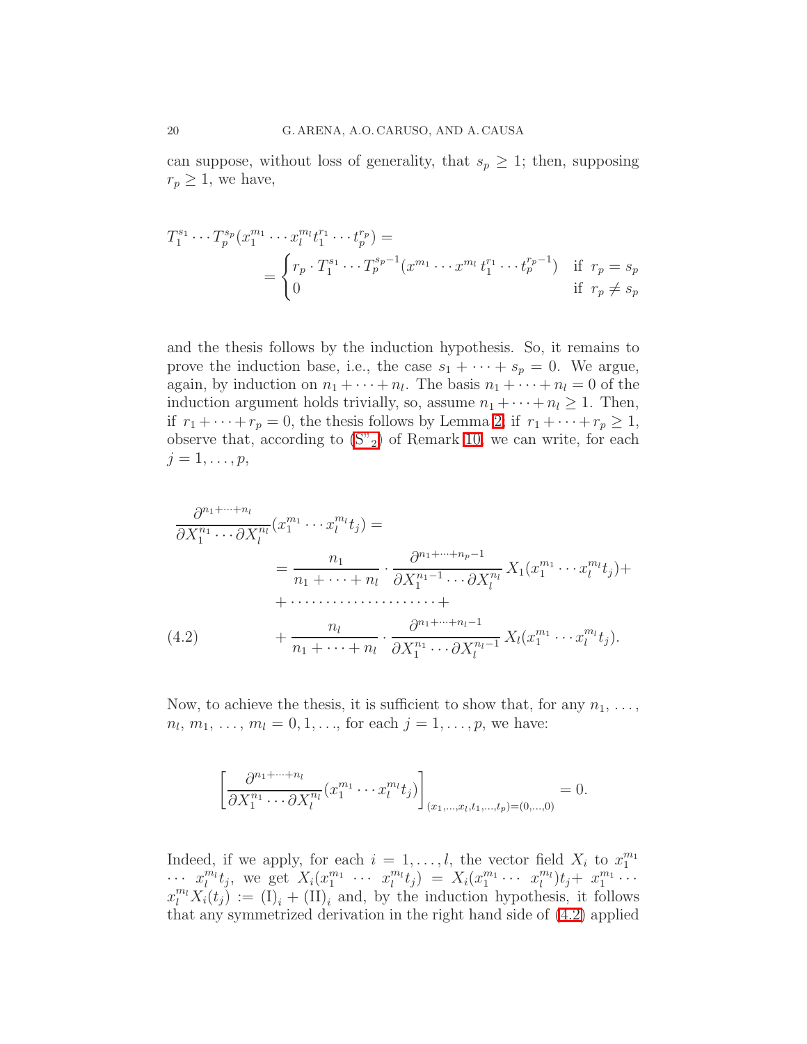can suppose, without loss of generality, that $s_p \geq 1$; then, supposing $r_p \geq 1$, we have,

$$T_1^{s_1} \cdots T_p^{s_p}(x_1^{m_1} \cdots x_l^{m_l} t_1^{r_1} \cdots t_p^{r_p}) =$$
$$= \begin{cases} r_p \cdot T_1^{s_1} \cdots T_p^{s_p - 1}(x^{m_1} \cdots x^{m_l}\, t_1^{r_1} \cdots t_p^{r_p - 1}) & \text{if } r_p = s_p \\ 0 & \text{if } r_p \neq s_p \end{cases}$$

and the thesis follows by the induction hypothesis. So, it remains to prove the induction base, i.e., the case $s_1 + \cdots + s_p = 0$. We argue, again, by induction on $n_1 + \cdots + n_l$. The basis $n_1 + \cdots + n_l = 0$ of the induction argument holds trivially, so, assume $n_1 + \cdots + n_l \geq 1$. Then, if $r_1 + \cdots + r_p = 0$, the thesis follows by Lemma 2; if $r_1 + \cdots + r_p \geq 1$, observe that, according to (S"$_2$) of Remark 10, we can write, for each $j = 1, \ldots, p$,

$$\begin{aligned}
&\frac{\partial^{n_1 + \cdots + n_l}}{\partial X_1^{n_1} \cdots \partial X_l^{n_l}}(x_1^{m_1} \cdots x_l^{m_l} t_j) = \\
&\qquad = \frac{n_1}{n_1 + \cdots + n_l} \cdot \frac{\partial^{n_1 + \cdots + n_p - 1}}{\partial X_1^{n_1 - 1} \cdots \partial X_l^{n_l}}\, X_1(x_1^{m_1} \cdots x_l^{m_l} t_j) + \\
&\qquad + \cdots\cdots\cdots\cdots\cdots\cdots\cdots + \\
&\qquad + \frac{n_l}{n_1 + \cdots + n_l} \cdot \frac{\partial^{n_1 + \cdots + n_l - 1}}{\partial X_1^{n_1} \cdots \partial X_l^{n_l - 1}}\, X_l(x_1^{m_1} \cdots x_l^{m_l} t_j).
\end{aligned} \tag{4.2}$$

Now, to achieve the thesis, it is sufficient to show that, for any $n_1, \ldots, n_l, m_1, \ldots, m_l = 0, 1, \ldots$, for each $j = 1, \ldots, p$, we have:

$$\left[\frac{\partial^{n_1 + \cdots + n_l}}{\partial X_1^{n_1} \cdots \partial X_l^{n_l}}(x_1^{m_1} \cdots x_l^{m_l} t_j)\right]_{(x_1, \ldots, x_l, t_1, \ldots, t_p) = (0, \ldots, 0)} = 0.$$

Indeed, if we apply, for each $i = 1, \ldots, l$, the vector field $X_i$ to $x_1^{m_1} \cdots x_l^{m_l} t_j$, we get $X_i(x_1^{m_1} \cdots x_l^{m_l} t_j) = X_i(x_1^{m_1} \cdots x_l^{m_l}) t_j + x_1^{m_1} \cdots x_l^{m_l} X_i(t_j) := (\mathrm{I})_i + (\mathrm{II})_i$ and, by the induction hypothesis, it follows that any symmetrized derivation in the right hand side of (4.2) applied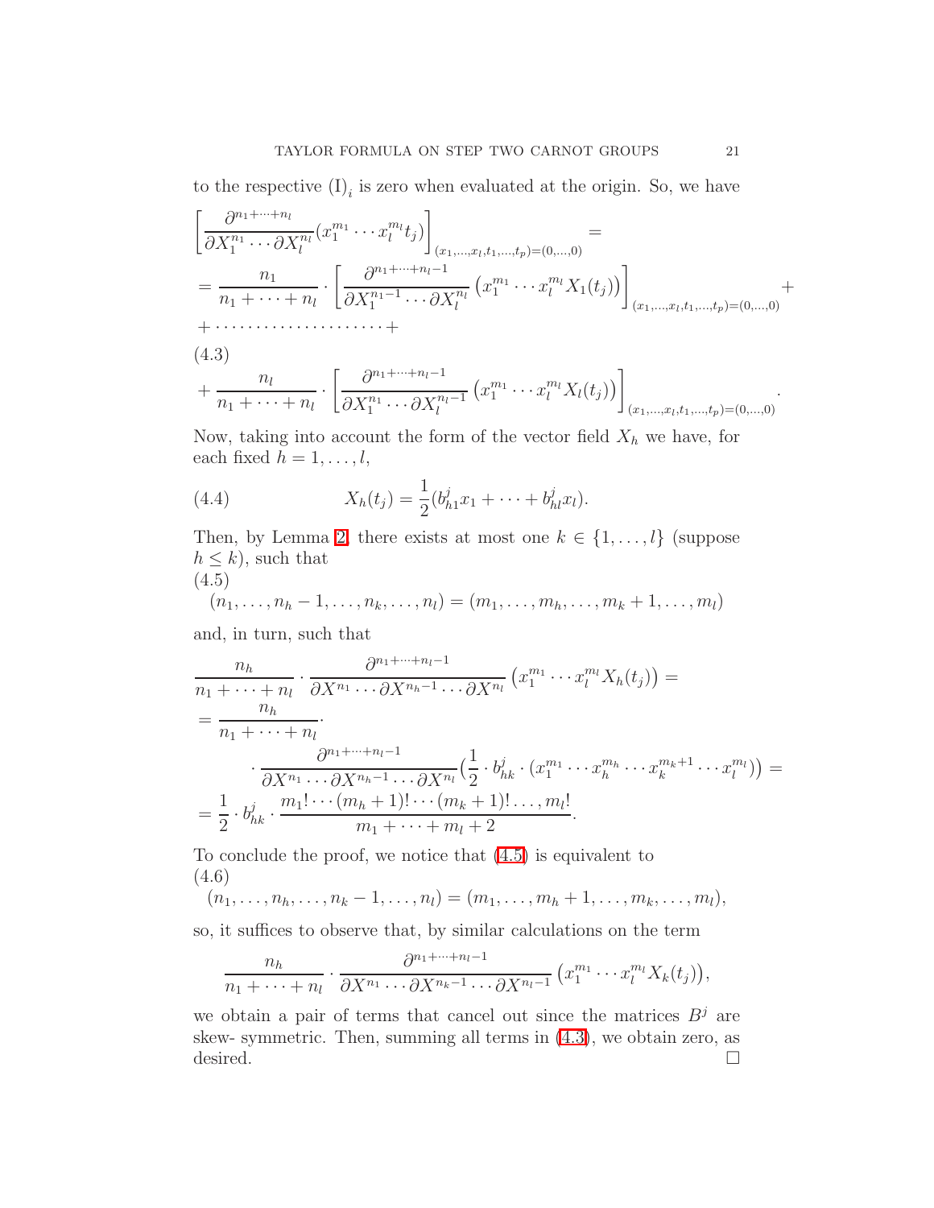to the respective $(\mathrm{I})_i$ is zero when evaluated at the origin. So, we have

$$
\begin{aligned}
&\left[\frac{\partial^{n_1+\cdots+n_l}}{\partial X_1^{n_1}\cdots\partial X_l^{n_l}}(x_1^{m_1}\cdots x_l^{m_l}t_j)\right]_{(x_1,\ldots,x_l,t_1,\ldots,t_p)=(0,\ldots,0)} = \\
&= \frac{n_1}{n_1+\cdots+n_l}\cdot\left[\frac{\partial^{n_1+\cdots+n_l-1}}{\partial X_1^{n_1-1}\cdots\partial X_l^{n_l}}\left(x_1^{m_1}\cdots x_l^{m_l}X_1(t_j)\right)\right]_{(x_1,\ldots,x_l,t_1,\ldots,t_p)=(0,\ldots,0)} + \\
&+\cdots\cdots\cdots\cdots\cdots\cdots\cdots+ \\
&+\frac{n_l}{n_1+\cdots+n_l}\cdot\left[\frac{\partial^{n_1+\cdots+n_l-1}}{\partial X_1^{n_1}\cdots\partial X_l^{n_l-1}}\left(x_1^{m_1}\cdots x_l^{m_l}X_l(t_j)\right)\right]_{(x_1,\ldots,x_l,t_1,\ldots,t_p)=(0,\ldots,0)}.
\end{aligned}
\tag{4.3}
$$

Now, taking into account the form of the vector field $X_h$ we have, for each fixed $h=1,\ldots,l$,

$$
X_h(t_j)=\frac{1}{2}(b_{h1}^j x_1+\cdots+b_{hl}^j x_l). \tag{4.4}
$$

Then, by Lemma 2, there exists at most one $k\in\{1,\ldots,l\}$ (suppose $h\le k$), such that

$$
(n_1,\ldots,n_h-1,\ldots,n_k,\ldots,n_l)=(m_1,\ldots,m_h,\ldots,m_k+1,\ldots,m_l) \tag{4.5}
$$

and, in turn, such that

$$
\begin{aligned}
&\frac{n_h}{n_1+\cdots+n_l}\cdot\frac{\partial^{n_1+\cdots+n_l-1}}{\partial X^{n_1}\cdots\partial X^{n_h-1}\cdots\partial X^{n_l}}\left(x_1^{m_1}\cdots x_l^{m_l}X_h(t_j)\right) = \\
&=\frac{n_h}{n_1+\cdots+n_l}\cdot \\
&\qquad\cdot\frac{\partial^{n_1+\cdots+n_l-1}}{\partial X^{n_1}\cdots\partial X^{n_h-1}\cdots\partial X^{n_l}}\Big(\frac{1}{2}\cdot b_{hk}^j\cdot(x_1^{m_1}\cdots x_h^{m_h}\cdots x_k^{m_k+1}\cdots x_l^{m_l})\Big) = \\
&=\frac{1}{2}\cdot b_{hk}^j\cdot\frac{m_1!\cdots(m_h+1)!\cdots(m_k+1)!\ldots,m_l!}{m_1+\cdots+m_l+2}.
\end{aligned}
$$

To conclude the proof, we notice that (4.5) is equivalent to

$$
(n_1,\ldots,n_h,\ldots,n_k-1,\ldots,n_l)=(m_1,\ldots,m_h+1,\ldots,m_k,\ldots,m_l), \tag{4.6}
$$

so, it suffices to observe that, by similar calculations on the term

$$
\frac{n_h}{n_1+\cdots+n_l}\cdot\frac{\partial^{n_1+\cdots+n_l-1}}{\partial X^{n_1}\cdots\partial X^{n_k-1}\cdots\partial X^{n_l-1}}\left(x_1^{m_1}\cdots x_l^{m_l}X_k(t_j)\right),
$$

we obtain a pair of terms that cancel out since the matrices $B^j$ are skew- symmetric. Then, summing all terms in (4.3), we obtain zero, as desired. □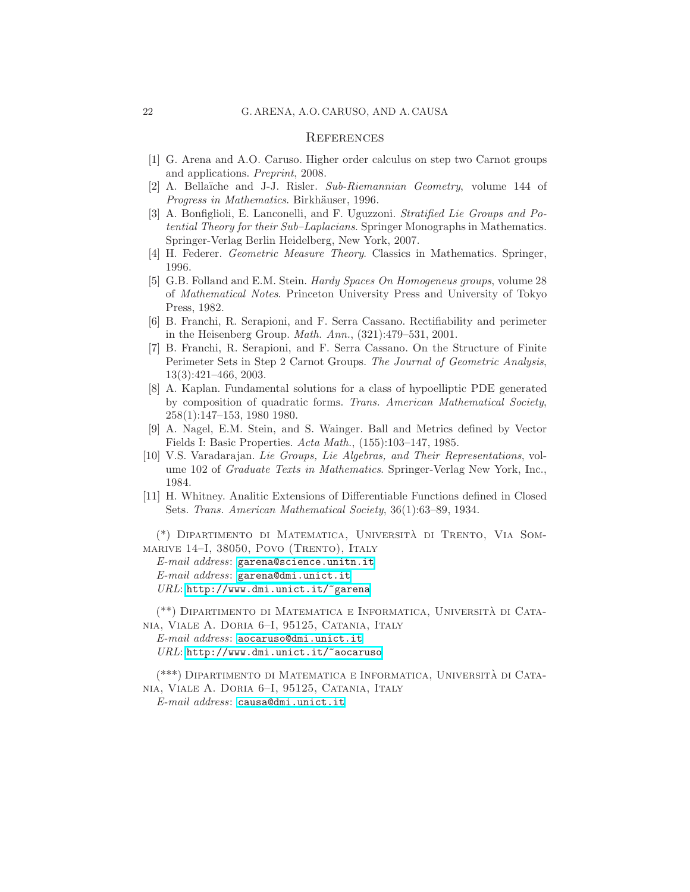## References

[1] G. Arena and A.O. Caruso. Higher order calculus on step two Carnot groups and applications. *Preprint*, 2008.

[2] A. Bellaïche and J-J. Risler. *Sub-Riemannian Geometry*, volume 144 of *Progress in Mathematics*. Birkhäuser, 1996.

[3] A. Bonfiglioli, E. Lanconelli, and F. Uguzzoni. *Stratified Lie Groups and Potential Theory for their Sub–Laplacians*. Springer Monographs in Mathematics. Springer-Verlag Berlin Heidelberg, New York, 2007.

[4] H. Federer. *Geometric Measure Theory*. Classics in Mathematics. Springer, 1996.

[5] G.B. Folland and E.M. Stein. *Hardy Spaces On Homogeneus groups*, volume 28 of *Mathematical Notes*. Princeton University Press and University of Tokyo Press, 1982.

[6] B. Franchi, R. Serapioni, and F. Serra Cassano. Rectifiability and perimeter in the Heisenberg Group. *Math. Ann.*, (321):479–531, 2001.

[7] B. Franchi, R. Serapioni, and F. Serra Cassano. On the Structure of Finite Perimeter Sets in Step 2 Carnot Groups. *The Journal of Geometric Analysis*, 13(3):421–466, 2003.

[8] A. Kaplan. Fundamental solutions for a class of hypoelliptic PDE generated by composition of quadratic forms. *Trans. American Mathematical Society*, 258(1):147–153, 1980 1980.

[9] A. Nagel, E.M. Stein, and S. Wainger. Ball and Metrics defined by Vector Fields I: Basic Properties. *Acta Math.*, (155):103–147, 1985.

[10] V.S. Varadarajan. *Lie Groups, Lie Algebras, and Their Representations*, volume 102 of *Graduate Texts in Mathematics*. Springer-Verlag New York, Inc., 1984.

[11] H. Whitney. Analitic Extensions of Differentiable Functions defined in Closed Sets. *Trans. American Mathematical Society*, 36(1):63–89, 1934.

(\*) Dipartimento di Matematica, Università di Trento, Via Sommarive 14–I, 38050, Povo (Trento), Italy

*E-mail address*: garena@science.unitn.it

*E-mail address*: garena@dmi.unict.it

*URL*: http://www.dmi.unict.it/~garena

(\*\*) Dipartimento di Matematica e Informatica, Università di Catania, Viale A. Doria 6–I, 95125, Catania, Italy

*E-mail address*: aocaruso@dmi.unict.it

*URL*: http://www.dmi.unict.it/~aocaruso

(\*\*\*) Dipartimento di Matematica e Informatica, Università di Catania, Viale A. Doria 6–I, 95125, Catania, Italy

*E-mail address*: causa@dmi.unict.it